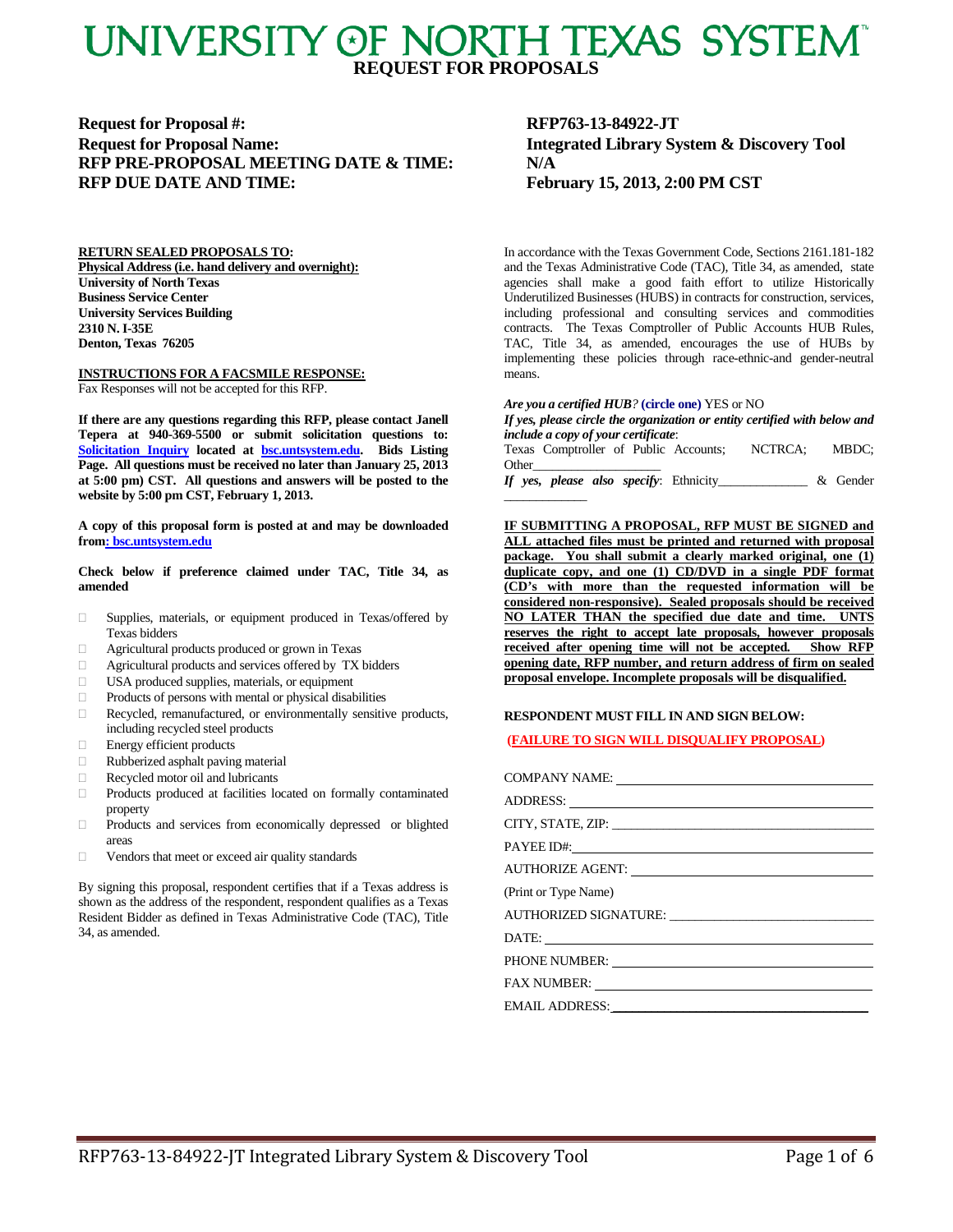# UNIVERSITY OF NORTH TEXAS SYSTEM

## REQUEST FOR PROPOSALS

| | |
|---|---|
| **Request for Proposal #:** | **RFP763-13-84922-JT** |
| **Request for Proposal Name:** | **Integrated Library System & Discovery Tool** |
| **RFP PRE-PROPOSAL MEETING DATE & TIME:** | **N/A** |
| **RFP DUE DATE AND TIME:** | **February 15, 2013, 2:00 PM CST** |

**RETURN SEALED PROPOSALS TO:**

**Physical Address (i.e. hand delivery and overnight):**
**University of North Texas**
**Business Service Center**
**University Services Building**
**2310 N. I-35E**
**Denton, Texas 76205**

**INSTRUCTIONS FOR A FACSMILE RESPONSE:**
Fax Responses will not be accepted for this RFP.

**If there are any questions regarding this RFP, please contact Janell Tepera at 940-369-5500 or submit solicitation questions to: Solicitation Inquiry located at bsc.untsystem.edu. Bids Listing Page. All questions must be received no later than January 25, 2013 at 5:00 pm) CST. All questions and answers will be posted to the website by 5:00 pm CST, February 1, 2013.**

**A copy of this proposal form is posted at and may be downloaded from: bsc.untsystem.edu**

**Check below if preference claimed under TAC, Title 34, as amended**

- ☐ Supplies, materials, or equipment produced in Texas/offered by Texas bidders
- ☐ Agricultural products produced or grown in Texas
- ☐ Agricultural products and services offered by TX bidders
- ☐ USA produced supplies, materials, or equipment
- ☐ Products of persons with mental or physical disabilities
- ☐ Recycled, remanufactured, or environmentally sensitive products, including recycled steel products
- ☐ Energy efficient products
- ☐ Rubberized asphalt paving material
- ☐ Recycled motor oil and lubricants
- ☐ Products produced at facilities located on formally contaminated property
- ☐ Products and services from economically depressed or blighted areas
- ☐ Vendors that meet or exceed air quality standards

By signing this proposal, respondent certifies that if a Texas address is shown as the address of the respondent, respondent qualifies as a Texas Resident Bidder as defined in Texas Administrative Code (TAC), Title 34, as amended.

In accordance with the Texas Government Code, Sections 2161.181-182 and the Texas Administrative Code (TAC), Title 34, as amended, state agencies shall make a good faith effort to utilize Historically Underutilized Businesses (HUBS) in contracts for construction, services, including professional and consulting services and commodities contracts. The Texas Comptroller of Public Accounts HUB Rules, TAC, Title 34, as amended, encourages the use of HUBs by implementing these policies through race-ethnic-and gender-neutral means.

***Are you a certified HUB?*** **(circle one)** YES or NO

***If yes, please circle the organization or entity certified with below and include a copy of your certificate*:**
Texas Comptroller of Public Accounts; NCTRCA; MBDC; Other____________________

***If yes, please also specify*:** Ethnicity______________ & Gender ____________

**IF SUBMITTING A PROPOSAL, RFP MUST BE SIGNED and ALL attached files must be printed and returned with proposal package. You shall submit a clearly marked original, one (1) duplicate copy, and one (1) CD/DVD in a single PDF format (CD's with more than the requested information will be considered non-responsive). Sealed proposals should be received NO LATER THAN the specified due date and time. UNTS reserves the right to accept late proposals, however proposals received after opening time will not be accepted. Show RFP opening date, RFP number, and return address of firm on sealed proposal envelope. Incomplete proposals will be disqualified.**

**RESPONDENT MUST FILL IN AND SIGN BELOW:**

**(FAILURE TO SIGN WILL DISQUALIFY PROPOSAL)**

COMPANY NAME: ______________________________

ADDRESS: ______________________________

CITY, STATE, ZIP: ______________________________

PAYEE ID#: ______________________________

AUTHORIZE AGENT: ______________________________

(Print or Type Name)

AUTHORIZED SIGNATURE: ______________________________

DATE: ______________________________

PHONE NUMBER: ______________________________

FAX NUMBER: ______________________________

EMAIL ADDRESS: ______________________________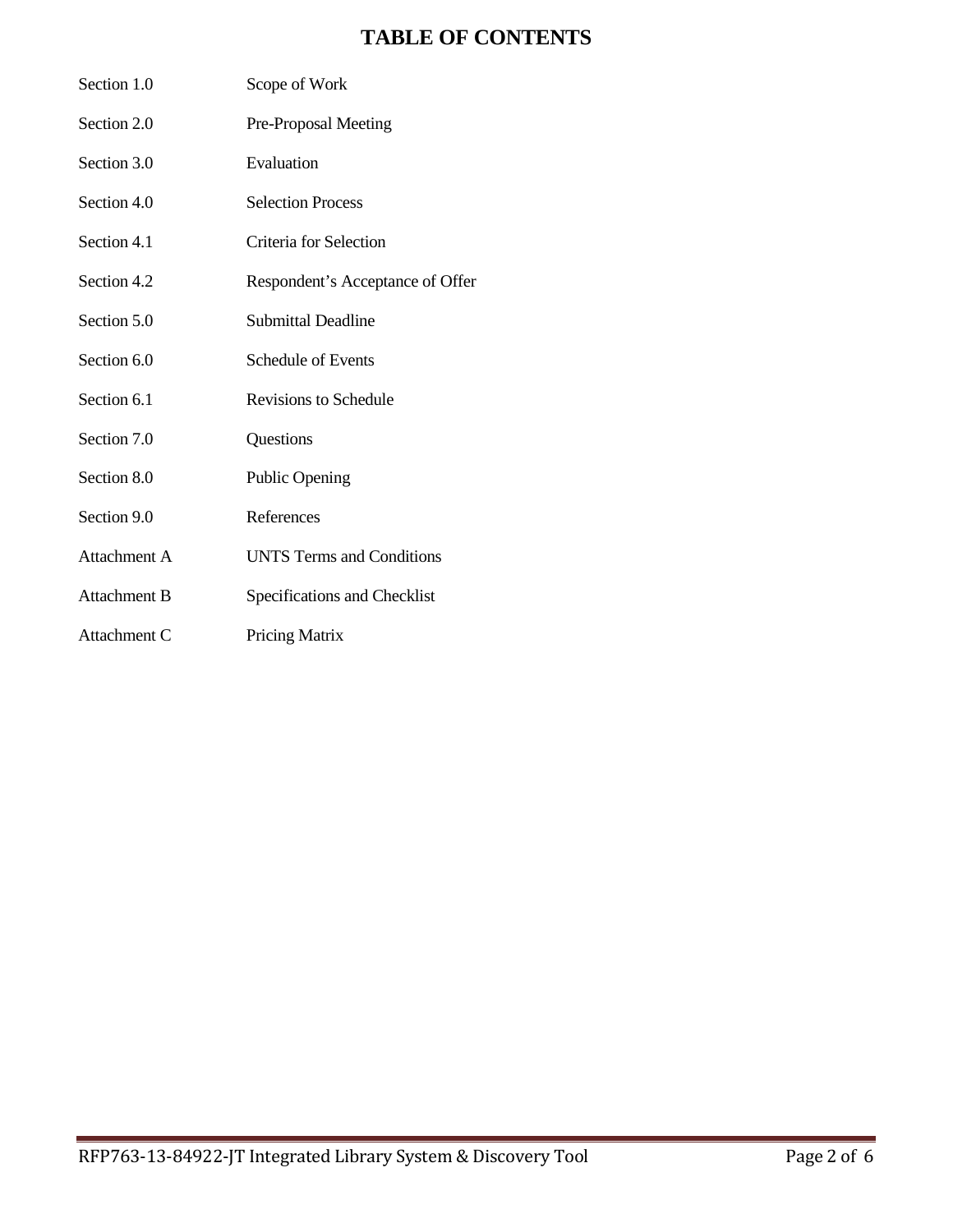# TABLE OF CONTENTS

| | |
|---|---|
| Section 1.0 | Scope of Work |
| Section 2.0 | Pre-Proposal Meeting |
| Section 3.0 | Evaluation |
| Section 4.0 | Selection Process |
| Section 4.1 | Criteria for Selection |
| Section 4.2 | Respondent's Acceptance of Offer |
| Section 5.0 | Submittal Deadline |
| Section 6.0 | Schedule of Events |
| Section 6.1 | Revisions to Schedule |
| Section 7.0 | Questions |
| Section 8.0 | Public Opening |
| Section 9.0 | References |
| Attachment A | UNTS Terms and Conditions |
| Attachment B | Specifications and Checklist |
| Attachment C | Pricing Matrix |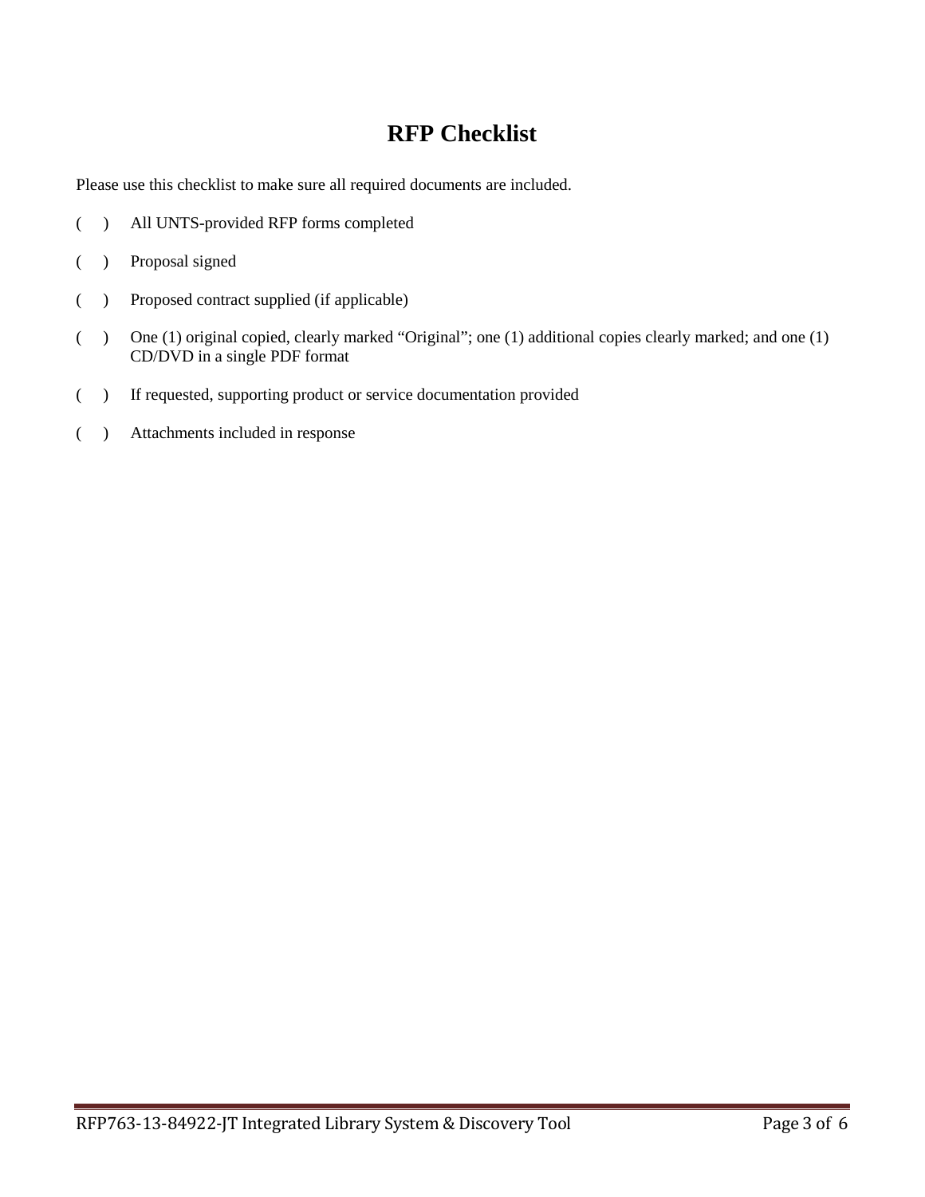# RFP Checklist

Please use this checklist to make sure all required documents are included.

- ( ) All UNTS-provided RFP forms completed
- ( ) Proposal signed
- ( ) Proposed contract supplied (if applicable)
- ( ) One (1) original copied, clearly marked "Original"; one (1) additional copies clearly marked; and one (1) CD/DVD in a single PDF format
- ( ) If requested, supporting product or service documentation provided
- ( ) Attachments included in response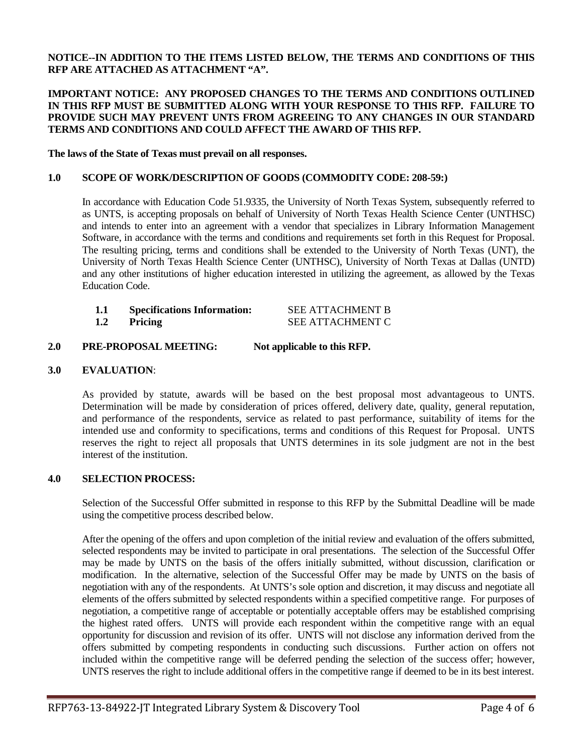**NOTICE--IN ADDITION TO THE ITEMS LISTED BELOW, THE TERMS AND CONDITIONS OF THIS RFP ARE ATTACHED AS ATTACHMENT "A".**

**IMPORTANT NOTICE: ANY PROPOSED CHANGES TO THE TERMS AND CONDITIONS OUTLINED IN THIS RFP MUST BE SUBMITTED ALONG WITH YOUR RESPONSE TO THIS RFP. FAILURE TO PROVIDE SUCH MAY PREVENT UNTS FROM AGREEING TO ANY CHANGES IN OUR STANDARD TERMS AND CONDITIONS AND COULD AFFECT THE AWARD OF THIS RFP.**

**The laws of the State of Texas must prevail on all responses.**

## 1.0 SCOPE OF WORK/DESCRIPTION OF GOODS (COMMODITY CODE: 208-59:)

In accordance with Education Code 51.9335, the University of North Texas System, subsequently referred to as UNTS, is accepting proposals on behalf of University of North Texas Health Science Center (UNTHSC) and intends to enter into an agreement with a vendor that specializes in Library Information Management Software, in accordance with the terms and conditions and requirements set forth in this Request for Proposal. The resulting pricing, terms and conditions shall be extended to the University of North Texas (UNT), the University of North Texas Health Science Center (UNTHSC), University of North Texas at Dallas (UNTD) and any other institutions of higher education interested in utilizing the agreement, as allowed by the Texas Education Code.

**1.1 Specifications Information:** SEE ATTACHMENT B

**1.2 Pricing** SEE ATTACHMENT C

## 2.0 PRE-PROPOSAL MEETING: Not applicable to this RFP.

## 3.0 EVALUATION:

As provided by statute, awards will be based on the best proposal most advantageous to UNTS. Determination will be made by consideration of prices offered, delivery date, quality, general reputation, and performance of the respondents, service as related to past performance, suitability of items for the intended use and conformity to specifications, terms and conditions of this Request for Proposal. UNTS reserves the right to reject all proposals that UNTS determines in its sole judgment are not in the best interest of the institution.

## 4.0 SELECTION PROCESS:

Selection of the Successful Offer submitted in response to this RFP by the Submittal Deadline will be made using the competitive process described below.

After the opening of the offers and upon completion of the initial review and evaluation of the offers submitted, selected respondents may be invited to participate in oral presentations. The selection of the Successful Offer may be made by UNTS on the basis of the offers initially submitted, without discussion, clarification or modification. In the alternative, selection of the Successful Offer may be made by UNTS on the basis of negotiation with any of the respondents. At UNTS's sole option and discretion, it may discuss and negotiate all elements of the offers submitted by selected respondents within a specified competitive range. For purposes of negotiation, a competitive range of acceptable or potentially acceptable offers may be established comprising the highest rated offers. UNTS will provide each respondent within the competitive range with an equal opportunity for discussion and revision of its offer. UNTS will not disclose any information derived from the offers submitted by competing respondents in conducting such discussions. Further action on offers not included within the competitive range will be deferred pending the selection of the success offer; however, UNTS reserves the right to include additional offers in the competitive range if deemed to be in its best interest.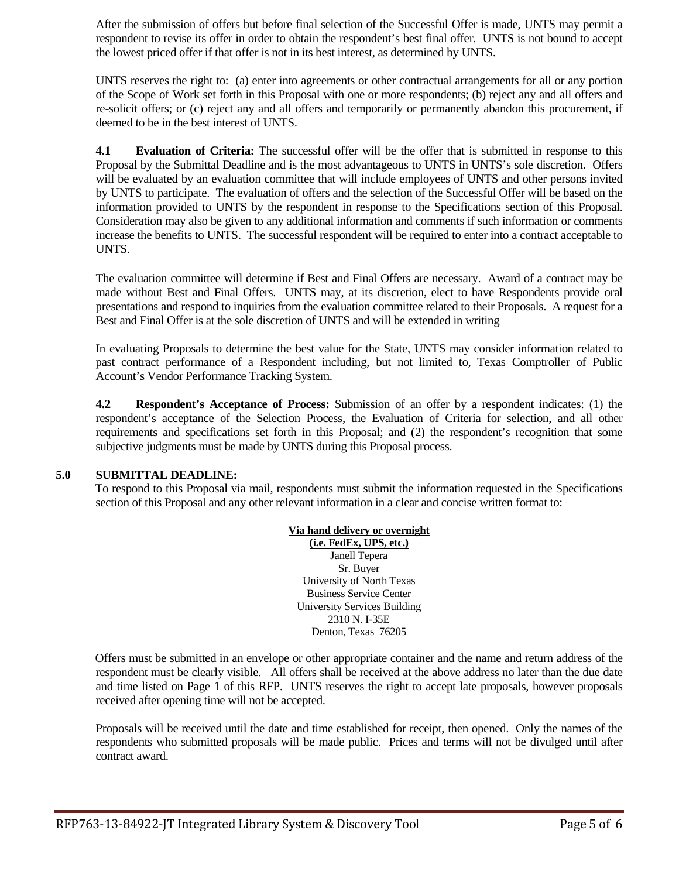After the submission of offers but before final selection of the Successful Offer is made, UNTS may permit a respondent to revise its offer in order to obtain the respondent's best final offer. UNTS is not bound to accept the lowest priced offer if that offer is not in its best interest, as determined by UNTS.

UNTS reserves the right to: (a) enter into agreements or other contractual arrangements for all or any portion of the Scope of Work set forth in this Proposal with one or more respondents; (b) reject any and all offers and re-solicit offers; or (c) reject any and all offers and temporarily or permanently abandon this procurement, if deemed to be in the best interest of UNTS.

**4.1 Evaluation of Criteria:** The successful offer will be the offer that is submitted in response to this Proposal by the Submittal Deadline and is the most advantageous to UNTS in UNTS's sole discretion. Offers will be evaluated by an evaluation committee that will include employees of UNTS and other persons invited by UNTS to participate. The evaluation of offers and the selection of the Successful Offer will be based on the information provided to UNTS by the respondent in response to the Specifications section of this Proposal. Consideration may also be given to any additional information and comments if such information or comments increase the benefits to UNTS. The successful respondent will be required to enter into a contract acceptable to UNTS.

The evaluation committee will determine if Best and Final Offers are necessary. Award of a contract may be made without Best and Final Offers. UNTS may, at its discretion, elect to have Respondents provide oral presentations and respond to inquiries from the evaluation committee related to their Proposals. A request for a Best and Final Offer is at the sole discretion of UNTS and will be extended in writing

In evaluating Proposals to determine the best value for the State, UNTS may consider information related to past contract performance of a Respondent including, but not limited to, Texas Comptroller of Public Account's Vendor Performance Tracking System.

**4.2 Respondent's Acceptance of Process:** Submission of an offer by a respondent indicates: (1) the respondent's acceptance of the Selection Process, the Evaluation of Criteria for selection, and all other requirements and specifications set forth in this Proposal; and (2) the respondent's recognition that some subjective judgments must be made by UNTS during this Proposal process.

## 5.0 SUBMITTAL DEADLINE:

To respond to this Proposal via mail, respondents must submit the information requested in the Specifications section of this Proposal and any other relevant information in a clear and concise written format to:

**Via hand delivery or overnight**
**(i.e. FedEx, UPS, etc.)**
Janell Tepera
Sr. Buyer
University of North Texas
Business Service Center
University Services Building
2310 N. I-35E
Denton, Texas 76205

Offers must be submitted in an envelope or other appropriate container and the name and return address of the respondent must be clearly visible. All offers shall be received at the above address no later than the due date and time listed on Page 1 of this RFP. UNTS reserves the right to accept late proposals, however proposals received after opening time will not be accepted.

Proposals will be received until the date and time established for receipt, then opened. Only the names of the respondents who submitted proposals will be made public. Prices and terms will not be divulged until after contract award.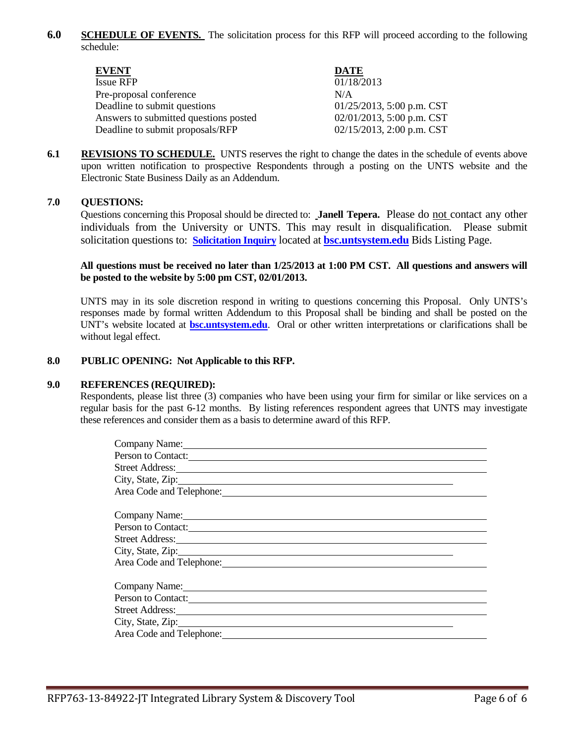**6.0 SCHEDULE OF EVENTS.** The solicitation process for this RFP will proceed according to the following schedule:

| EVENT | DATE |
|---|---|
| Issue RFP | 01/18/2013 |
| Pre-proposal conference | N/A |
| Deadline to submit questions | 01/25/2013, 5:00 p.m. CST |
| Answers to submitted questions posted | 02/01/2013, 5:00 p.m. CST |
| Deadline to submit proposals/RFP | 02/15/2013, 2:00 p.m. CST |

**6.1 REVISIONS TO SCHEDULE.** UNTS reserves the right to change the dates in the schedule of events above upon written notification to prospective Respondents through a posting on the UNTS website and the Electronic State Business Daily as an Addendum.

**7.0 QUESTIONS:**

Questions concerning this Proposal should be directed to: **Janell Tepera.** Please do not contact any other individuals from the University or UNTS. This may result in disqualification. Please submit solicitation questions to: **Solicitation Inquiry** located at **bsc.untsystem.edu** Bids Listing Page.

**All questions must be received no later than 1/25/2013 at 1:00 PM CST. All questions and answers will be posted to the website by 5:00 pm CST, 02/01/2013.**

UNTS may in its sole discretion respond in writing to questions concerning this Proposal. Only UNTS's responses made by formal written Addendum to this Proposal shall be binding and shall be posted on the UNT's website located at **bsc.untsystem.edu**. Oral or other written interpretations or clarifications shall be without legal effect.

**8.0 PUBLIC OPENING: Not Applicable to this RFP.**

**9.0 REFERENCES (REQUIRED):**

Respondents, please list three (3) companies who have been using your firm for similar or like services on a regular basis for the past 6-12 months. By listing references respondent agrees that UNTS may investigate these references and consider them as a basis to determine award of this RFP.

Company Name: \_\_\_\_\_\_\_\_\_\_\_\_\_\_\_\_\_\_\_\_\_\_\_\_\_\_\_\_\_\_\_\_\_\_\_\_\_\_\_\_
Person to Contact: \_\_\_\_\_\_\_\_\_\_\_\_\_\_\_\_\_\_\_\_\_\_\_\_\_\_\_\_\_\_\_\_\_\_\_\_\_\_\_\_
Street Address: \_\_\_\_\_\_\_\_\_\_\_\_\_\_\_\_\_\_\_\_\_\_\_\_\_\_\_\_\_\_\_\_\_\_\_\_\_\_\_\_
City, State, Zip: \_\_\_\_\_\_\_\_\_\_\_\_\_\_\_\_\_\_\_\_\_\_\_\_\_\_\_\_\_\_\_\_\_\_\_\_\_\_\_\_
Area Code and Telephone: \_\_\_\_\_\_\_\_\_\_\_\_\_\_\_\_\_\_\_\_\_\_\_\_\_\_\_\_\_\_\_\_\_\_\_\_\_\_\_\_

Company Name: \_\_\_\_\_\_\_\_\_\_\_\_\_\_\_\_\_\_\_\_\_\_\_\_\_\_\_\_\_\_\_\_\_\_\_\_\_\_\_\_
Person to Contact: \_\_\_\_\_\_\_\_\_\_\_\_\_\_\_\_\_\_\_\_\_\_\_\_\_\_\_\_\_\_\_\_\_\_\_\_\_\_\_\_
Street Address: \_\_\_\_\_\_\_\_\_\_\_\_\_\_\_\_\_\_\_\_\_\_\_\_\_\_\_\_\_\_\_\_\_\_\_\_\_\_\_\_
City, State, Zip: \_\_\_\_\_\_\_\_\_\_\_\_\_\_\_\_\_\_\_\_\_\_\_\_\_\_\_\_\_\_\_\_\_\_\_\_\_\_\_\_
Area Code and Telephone: \_\_\_\_\_\_\_\_\_\_\_\_\_\_\_\_\_\_\_\_\_\_\_\_\_\_\_\_\_\_\_\_\_\_\_\_\_\_\_\_

Company Name: \_\_\_\_\_\_\_\_\_\_\_\_\_\_\_\_\_\_\_\_\_\_\_\_\_\_\_\_\_\_\_\_\_\_\_\_\_\_\_\_
Person to Contact: \_\_\_\_\_\_\_\_\_\_\_\_\_\_\_\_\_\_\_\_\_\_\_\_\_\_\_\_\_\_\_\_\_\_\_\_\_\_\_\_
Street Address: \_\_\_\_\_\_\_\_\_\_\_\_\_\_\_\_\_\_\_\_\_\_\_\_\_\_\_\_\_\_\_\_\_\_\_\_\_\_\_\_
City, State, Zip: \_\_\_\_\_\_\_\_\_\_\_\_\_\_\_\_\_\_\_\_\_\_\_\_\_\_\_\_\_\_\_\_\_\_\_\_\_\_\_\_
Area Code and Telephone: \_\_\_\_\_\_\_\_\_\_\_\_\_\_\_\_\_\_\_\_\_\_\_\_\_\_\_\_\_\_\_\_\_\_\_\_\_\_\_\_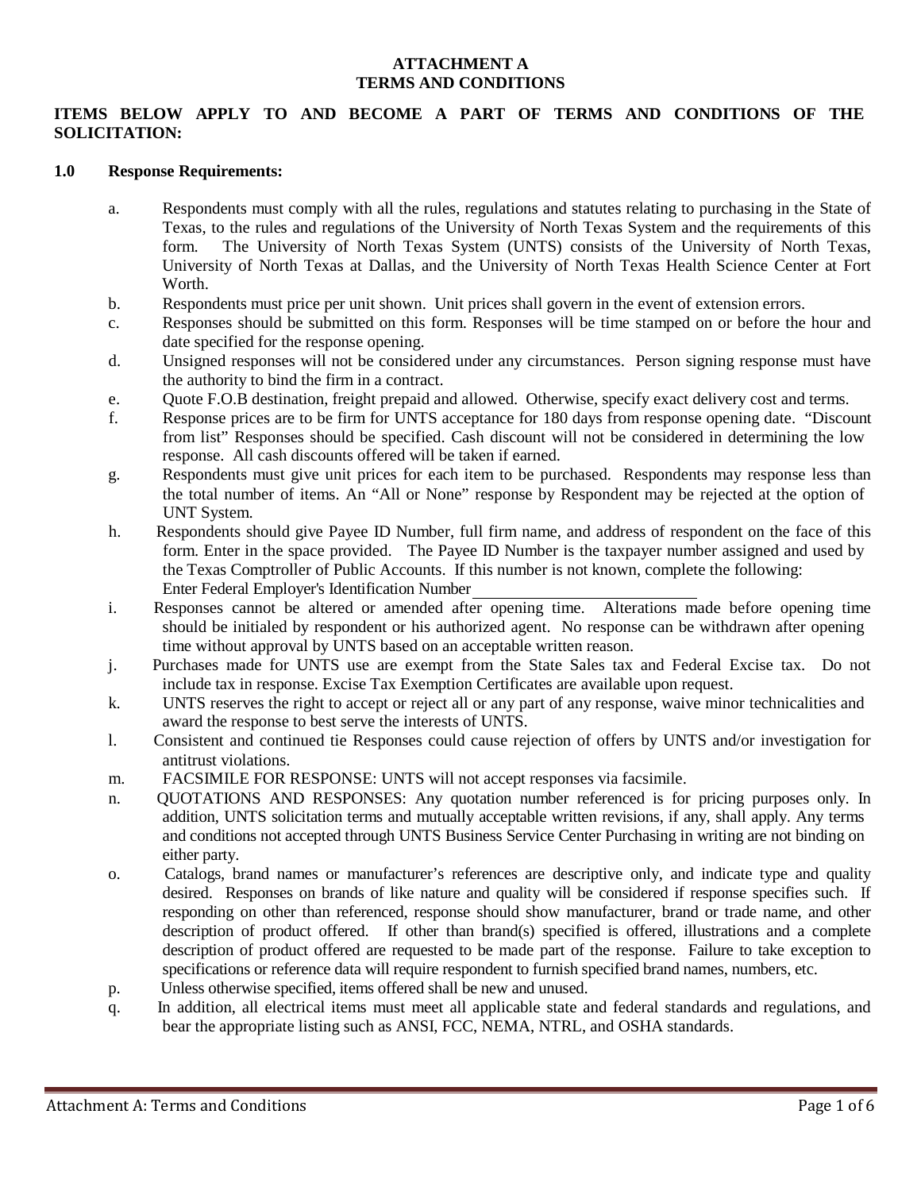# ATTACHMENT A
# TERMS AND CONDITIONS

**ITEMS BELOW APPLY TO AND BECOME A PART OF TERMS AND CONDITIONS OF THE SOLICITATION:**

## 1.0 Response Requirements:

a. Respondents must comply with all the rules, regulations and statutes relating to purchasing in the State of Texas, to the rules and regulations of the University of North Texas System and the requirements of this form. The University of North Texas System (UNTS) consists of the University of North Texas, University of North Texas at Dallas, and the University of North Texas Health Science Center at Fort Worth.

b. Respondents must price per unit shown. Unit prices shall govern in the event of extension errors.

c. Responses should be submitted on this form. Responses will be time stamped on or before the hour and date specified for the response opening.

d. Unsigned responses will not be considered under any circumstances. Person signing response must have the authority to bind the firm in a contract.

e. Quote F.O.B destination, freight prepaid and allowed. Otherwise, specify exact delivery cost and terms.

f. Response prices are to be firm for UNTS acceptance for 180 days from response opening date. "Discount from list" Responses should be specified. Cash discount will not be considered in determining the low response. All cash discounts offered will be taken if earned.

g. Respondents must give unit prices for each item to be purchased. Respondents may response less than the total number of items. An "All or None" response by Respondent may be rejected at the option of UNT System.

h. Respondents should give Payee ID Number, full firm name, and address of respondent on the face of this form. Enter in the space provided. The Payee ID Number is the taxpayer number assigned and used by the Texas Comptroller of Public Accounts. If this number is not known, complete the following: Enter Federal Employer's Identification Number ______________________________

i. Responses cannot be altered or amended after opening time. Alterations made before opening time should be initialed by respondent or his authorized agent. No response can be withdrawn after opening time without approval by UNTS based on an acceptable written reason.

j. Purchases made for UNTS use are exempt from the State Sales tax and Federal Excise tax. Do not include tax in response. Excise Tax Exemption Certificates are available upon request.

k. UNTS reserves the right to accept or reject all or any part of any response, waive minor technicalities and award the response to best serve the interests of UNTS.

l. Consistent and continued tie Responses could cause rejection of offers by UNTS and/or investigation for antitrust violations.

m. FACSIMILE FOR RESPONSE: UNTS will not accept responses via facsimile.

n. QUOTATIONS AND RESPONSES: Any quotation number referenced is for pricing purposes only. In addition, UNTS solicitation terms and mutually acceptable written revisions, if any, shall apply. Any terms and conditions not accepted through UNTS Business Service Center Purchasing in writing are not binding on either party.

o. Catalogs, brand names or manufacturer's references are descriptive only, and indicate type and quality desired. Responses on brands of like nature and quality will be considered if response specifies such. If responding on other than referenced, response should show manufacturer, brand or trade name, and other description of product offered. If other than brand(s) specified is offered, illustrations and a complete description of product offered are requested to be made part of the response. Failure to take exception to specifications or reference data will require respondent to furnish specified brand names, numbers, etc.

p. Unless otherwise specified, items offered shall be new and unused.

q. In addition, all electrical items must meet all applicable state and federal standards and regulations, and bear the appropriate listing such as ANSI, FCC, NEMA, NTRL, and OSHA standards.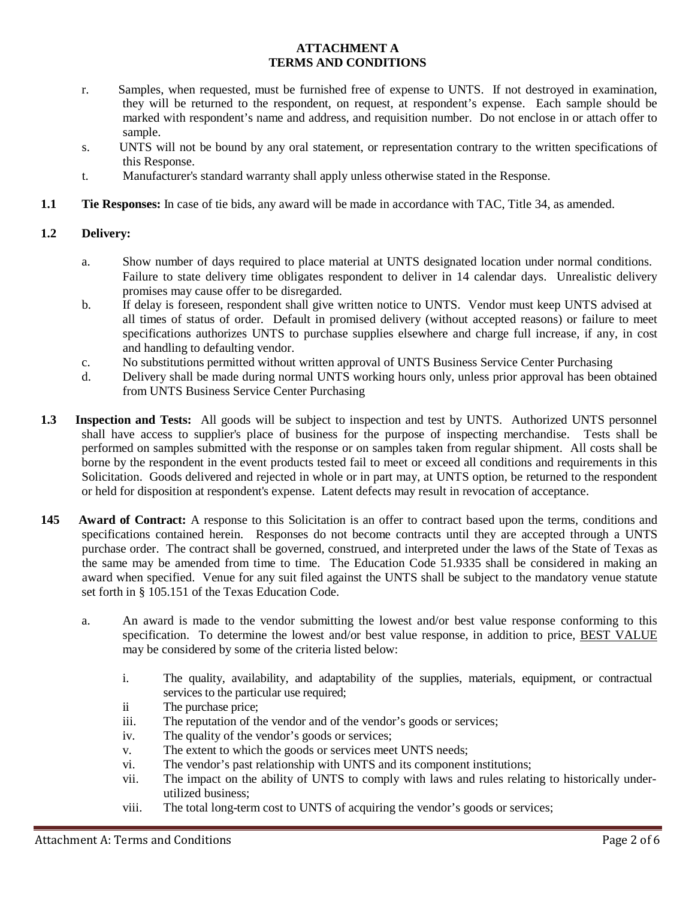## ATTACHMENT A
## TERMS AND CONDITIONS

r. Samples, when requested, must be furnished free of expense to UNTS. If not destroyed in examination, they will be returned to the respondent, on request, at respondent's expense. Each sample should be marked with respondent's name and address, and requisition number. Do not enclose in or attach offer to sample.

s. UNTS will not be bound by any oral statement, or representation contrary to the written specifications of this Response.

t. Manufacturer's standard warranty shall apply unless otherwise stated in the Response.

**1.1 Tie Responses:** In case of tie bids, any award will be made in accordance with TAC, Title 34, as amended.

**1.2 Delivery:**

a. Show number of days required to place material at UNTS designated location under normal conditions. Failure to state delivery time obligates respondent to deliver in 14 calendar days. Unrealistic delivery promises may cause offer to be disregarded.

b. If delay is foreseen, respondent shall give written notice to UNTS. Vendor must keep UNTS advised at all times of status of order. Default in promised delivery (without accepted reasons) or failure to meet specifications authorizes UNTS to purchase supplies elsewhere and charge full increase, if any, in cost and handling to defaulting vendor.

c. No substitutions permitted without written approval of UNTS Business Service Center Purchasing

d. Delivery shall be made during normal UNTS working hours only, unless prior approval has been obtained from UNTS Business Service Center Purchasing

**1.3 Inspection and Tests:** All goods will be subject to inspection and test by UNTS. Authorized UNTS personnel shall have access to supplier's place of business for the purpose of inspecting merchandise. Tests shall be performed on samples submitted with the response or on samples taken from regular shipment. All costs shall be borne by the respondent in the event products tested fail to meet or exceed all conditions and requirements in this Solicitation. Goods delivered and rejected in whole or in part may, at UNTS option, be returned to the respondent or held for disposition at respondent's expense. Latent defects may result in revocation of acceptance.

**145 Award of Contract:** A response to this Solicitation is an offer to contract based upon the terms, conditions and specifications contained herein. Responses do not become contracts until they are accepted through a UNTS purchase order. The contract shall be governed, construed, and interpreted under the laws of the State of Texas as the same may be amended from time to time. The Education Code 51.9335 shall be considered in making an award when specified. Venue for any suit filed against the UNTS shall be subject to the mandatory venue statute set forth in § 105.151 of the Texas Education Code.

a. An award is made to the vendor submitting the lowest and/or best value response conforming to this specification. To determine the lowest and/or best value response, in addition to price, <u>BEST VALUE</u> may be considered by some of the criteria listed below:

i. The quality, availability, and adaptability of the supplies, materials, equipment, or contractual services to the particular use required;

ii The purchase price;

iii. The reputation of the vendor and of the vendor's goods or services;

iv. The quality of the vendor's goods or services;

v. The extent to which the goods or services meet UNTS needs;

vi. The vendor's past relationship with UNTS and its component institutions;

vii. The impact on the ability of UNTS to comply with laws and rules relating to historically under-utilized business;

viii. The total long-term cost to UNTS of acquiring the vendor's goods or services;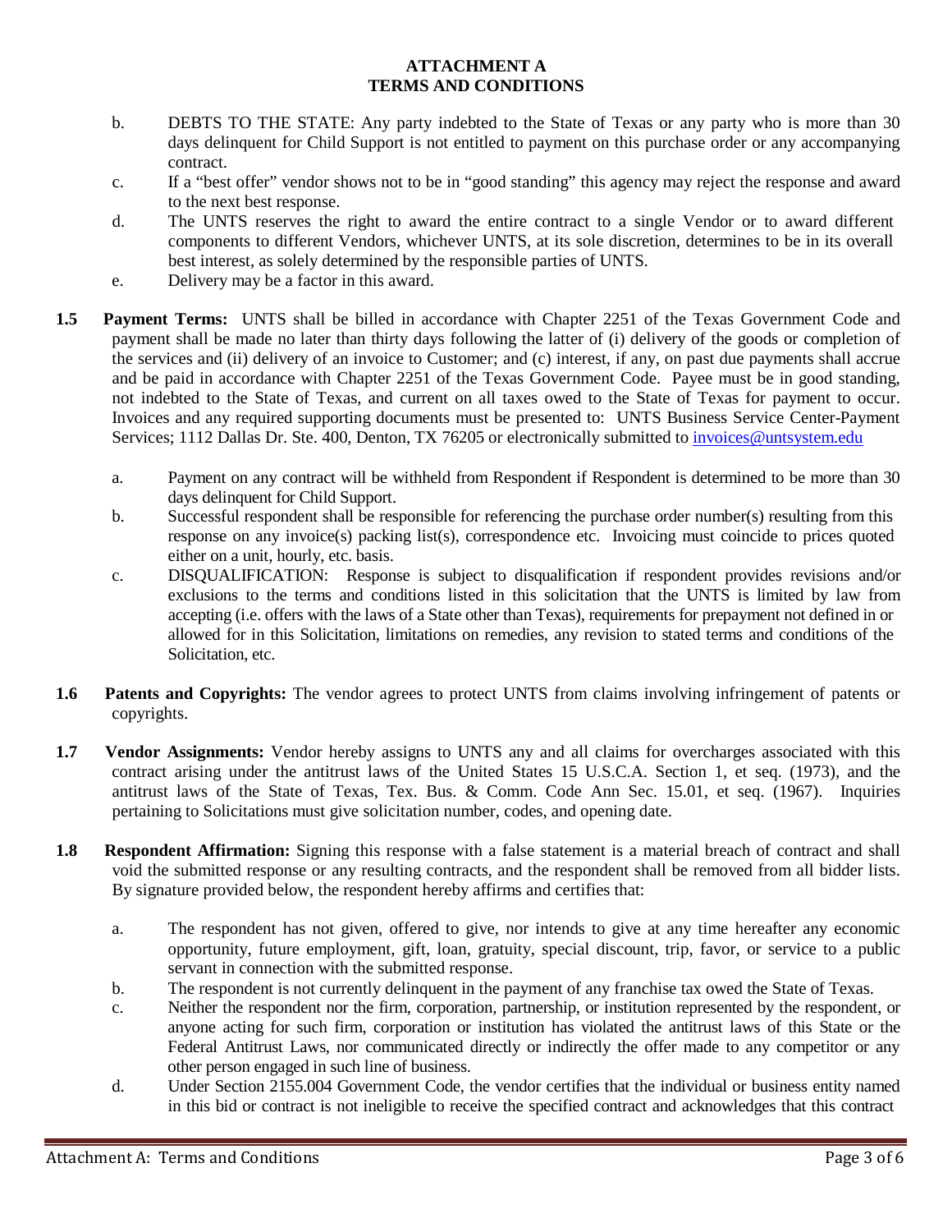**ATTACHMENT A**
**TERMS AND CONDITIONS**

b. DEBTS TO THE STATE: Any party indebted to the State of Texas or any party who is more than 30 days delinquent for Child Support is not entitled to payment on this purchase order or any accompanying contract.

c. If a "best offer" vendor shows not to be in "good standing" this agency may reject the response and award to the next best response.

d. The UNTS reserves the right to award the entire contract to a single Vendor or to award different components to different Vendors, whichever UNTS, at its sole discretion, determines to be in its overall best interest, as solely determined by the responsible parties of UNTS.

e. Delivery may be a factor in this award.

**1.5 Payment Terms:** UNTS shall be billed in accordance with Chapter 2251 of the Texas Government Code and payment shall be made no later than thirty days following the latter of (i) delivery of the goods or completion of the services and (ii) delivery of an invoice to Customer; and (c) interest, if any, on past due payments shall accrue and be paid in accordance with Chapter 2251 of the Texas Government Code. Payee must be in good standing, not indebted to the State of Texas, and current on all taxes owed to the State of Texas for payment to occur. Invoices and any required supporting documents must be presented to: UNTS Business Service Center-Payment Services; 1112 Dallas Dr. Ste. 400, Denton, TX 76205 or electronically submitted to invoices@untsystem.edu

a. Payment on any contract will be withheld from Respondent if Respondent is determined to be more than 30 days delinquent for Child Support.

b. Successful respondent shall be responsible for referencing the purchase order number(s) resulting from this response on any invoice(s) packing list(s), correspondence etc. Invoicing must coincide to prices quoted either on a unit, hourly, etc. basis.

c. DISQUALIFICATION: Response is subject to disqualification if respondent provides revisions and/or exclusions to the terms and conditions listed in this solicitation that the UNTS is limited by law from accepting (i.e. offers with the laws of a State other than Texas), requirements for prepayment not defined in or allowed for in this Solicitation, limitations on remedies, any revision to stated terms and conditions of the Solicitation, etc.

**1.6 Patents and Copyrights:** The vendor agrees to protect UNTS from claims involving infringement of patents or copyrights.

**1.7 Vendor Assignments:** Vendor hereby assigns to UNTS any and all claims for overcharges associated with this contract arising under the antitrust laws of the United States 15 U.S.C.A. Section 1, et seq. (1973), and the antitrust laws of the State of Texas, Tex. Bus. & Comm. Code Ann Sec. 15.01, et seq. (1967). Inquiries pertaining to Solicitations must give solicitation number, codes, and opening date.

**1.8 Respondent Affirmation:** Signing this response with a false statement is a material breach of contract and shall void the submitted response or any resulting contracts, and the respondent shall be removed from all bidder lists. By signature provided below, the respondent hereby affirms and certifies that:

a. The respondent has not given, offered to give, nor intends to give at any time hereafter any economic opportunity, future employment, gift, loan, gratuity, special discount, trip, favor, or service to a public servant in connection with the submitted response.

b. The respondent is not currently delinquent in the payment of any franchise tax owed the State of Texas.

c. Neither the respondent nor the firm, corporation, partnership, or institution represented by the respondent, or anyone acting for such firm, corporation or institution has violated the antitrust laws of this State or the Federal Antitrust Laws, nor communicated directly or indirectly the offer made to any competitor or any other person engaged in such line of business.

d. Under Section 2155.004 Government Code, the vendor certifies that the individual or business entity named in this bid or contract is not ineligible to receive the specified contract and acknowledges that this contract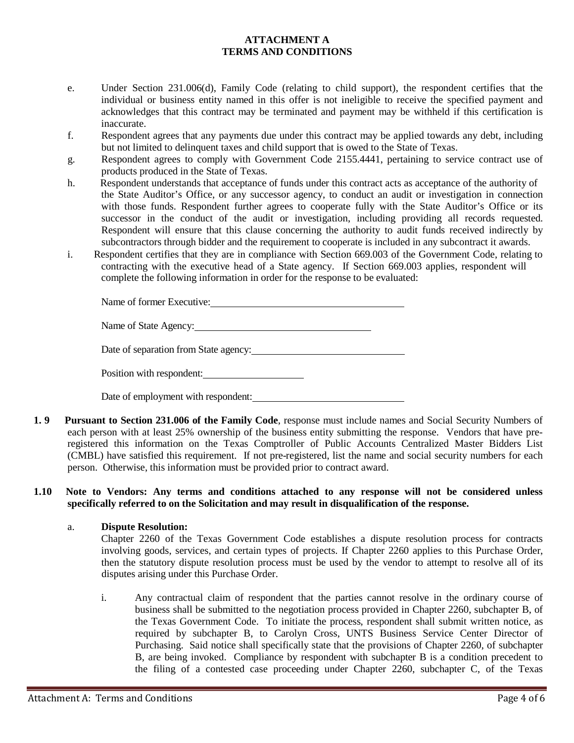**ATTACHMENT A**
**TERMS AND CONDITIONS**

e. Under Section 231.006(d), Family Code (relating to child support), the respondent certifies that the individual or business entity named in this offer is not ineligible to receive the specified payment and acknowledges that this contract may be terminated and payment may be withheld if this certification is inaccurate.

f. Respondent agrees that any payments due under this contract may be applied towards any debt, including but not limited to delinquent taxes and child support that is owed to the State of Texas.

g. Respondent agrees to comply with Government Code 2155.4441, pertaining to service contract use of products produced in the State of Texas.

h. Respondent understands that acceptance of funds under this contract acts as acceptance of the authority of the State Auditor's Office, or any successor agency, to conduct an audit or investigation in connection with those funds. Respondent further agrees to cooperate fully with the State Auditor's Office or its successor in the conduct of the audit or investigation, including providing all records requested. Respondent will ensure that this clause concerning the authority to audit funds received indirectly by subcontractors through bidder and the requirement to cooperate is included in any subcontract it awards.

i. Respondent certifies that they are in compliance with Section 669.003 of the Government Code, relating to contracting with the executive head of a State agency. If Section 669.003 applies, respondent will complete the following information in order for the response to be evaluated:

Name of former Executive: ______________________________________

Name of State Agency: __________________________________

Date of separation from State agency: ______________________________

Position with respondent: ____________________

Date of employment with respondent: ______________________________

**1.9 Pursuant to Section 231.006 of the Family Code**, response must include names and Social Security Numbers of each person with at least 25% ownership of the business entity submitting the response. Vendors that have pre-registered this information on the Texas Comptroller of Public Accounts Centralized Master Bidders List (CMBL) have satisfied this requirement. If not pre-registered, list the name and social security numbers for each person. Otherwise, this information must be provided prior to contract award.

**1.10 Note to Vendors: Any terms and conditions attached to any response will not be considered unless specifically referred to on the Solicitation and may result in disqualification of the response.**

a. **Dispute Resolution:**
Chapter 2260 of the Texas Government Code establishes a dispute resolution process for contracts involving goods, services, and certain types of projects. If Chapter 2260 applies to this Purchase Order, then the statutory dispute resolution process must be used by the vendor to attempt to resolve all of its disputes arising under this Purchase Order.

i. Any contractual claim of respondent that the parties cannot resolve in the ordinary course of business shall be submitted to the negotiation process provided in Chapter 2260, subchapter B, of the Texas Government Code. To initiate the process, respondent shall submit written notice, as required by subchapter B, to Carolyn Cross, UNTS Business Service Center Director of Purchasing. Said notice shall specifically state that the provisions of Chapter 2260, of subchapter B, are being invoked. Compliance by respondent with subchapter B is a condition precedent to the filing of a contested case proceeding under Chapter 2260, subchapter C, of the Texas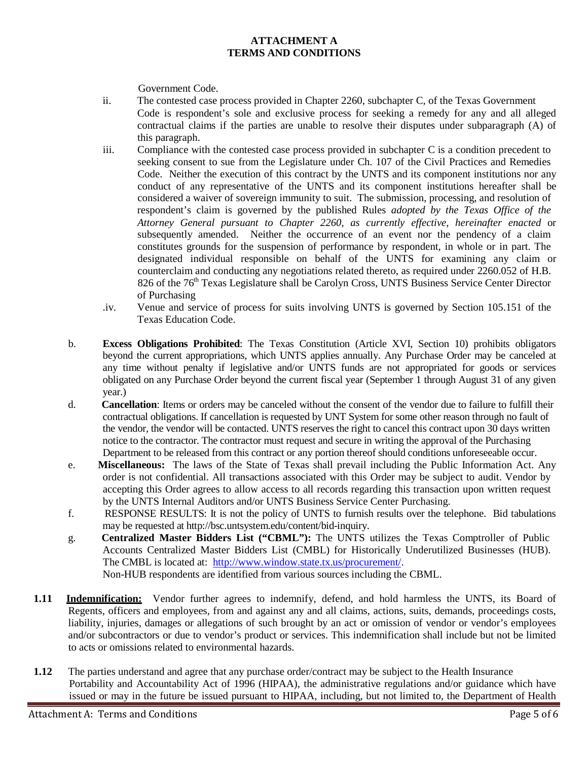Government Code.

ii. The contested case process provided in Chapter 2260, subchapter C, of the Texas Government Code is respondent's sole and exclusive process for seeking a remedy for any and all alleged contractual claims if the parties are unable to resolve their disputes under subparagraph (A) of this paragraph.

iii. Compliance with the contested case process provided in subchapter C is a condition precedent to seeking consent to sue from the Legislature under Ch. 107 of the Civil Practices and Remedies Code. Neither the execution of this contract by the UNTS and its component institutions nor any conduct of any representative of the UNTS and its component institutions hereafter shall be considered a waiver of sovereign immunity to suit. The submission, processing, and resolution of respondent's claim is governed by the published Rules *adopted by the Texas Office of the Attorney General pursuant to Chapter 2260, as currently effective, hereinafter enacted* or subsequently amended. Neither the occurrence of an event nor the pendency of a claim constitutes grounds for the suspension of performance by respondent, in whole or in part. The designated individual responsible on behalf of the UNTS for examining any claim or counterclaim and conducting any negotiations related thereto, as required under 2260.052 of H.B. 826 of the 76th Texas Legislature shall be Carolyn Cross, UNTS Business Service Center Director of Purchasing

.iv. Venue and service of process for suits involving UNTS is governed by Section 105.151 of the Texas Education Code.

b. **Excess Obligations Prohibited**: The Texas Constitution (Article XVI, Section 10) prohibits obligators beyond the current appropriations, which UNTS applies annually. Any Purchase Order may be canceled at any time without penalty if legislative and/or UNTS funds are not appropriated for goods or services obligated on any Purchase Order beyond the current fiscal year (September 1 through August 31 of any given year.)

d. **Cancellation**: Items or orders may be canceled without the consent of the vendor due to failure to fulfill their contractual obligations. If cancellation is requested by UNT System for some other reason through no fault of the vendor, the vendor will be contacted. UNTS reserves the right to cancel this contract upon 30 days written notice to the contractor. The contractor must request and secure in writing the approval of the Purchasing Department to be released from this contract or any portion thereof should conditions unforeseeable occur.

e. **Miscellaneous:** The laws of the State of Texas shall prevail including the Public Information Act. Any order is not confidential. All transactions associated with this Order may be subject to audit. Vendor by accepting this Order agrees to allow access to all records regarding this transaction upon written request by the UNTS Internal Auditors and/or UNTS Business Service Center Purchasing.

f. RESPONSE RESULTS: It is not the policy of UNTS to furnish results over the telephone. Bid tabulations may be requested at http://bsc.untsystem.edu/content/bid-inquiry.

g. **Centralized Master Bidders List ("CBML"):** The UNTS utilizes the Texas Comptroller of Public Accounts Centralized Master Bidders List (CMBL) for Historically Underutilized Businesses (HUB). The CMBL is located at: [http://www.window.state.tx.us/procurement/](http://www.window.state.tx.us/procurement/).
Non-HUB respondents are identified from various sources including the CBML.

**1.11 Indemnification:** Vendor further agrees to indemnify, defend, and hold harmless the UNTS, its Board of Regents, officers and employees, from and against any and all claims, actions, suits, demands, proceedings costs, liability, injuries, damages or allegations of such brought by an act or omission of vendor or vendor's employees and/or subcontractors or due to vendor's product or services. This indemnification shall include but not be limited to acts or omissions related to environmental hazards.

**1.12** The parties understand and agree that any purchase order/contract may be subject to the Health Insurance Portability and Accountability Act of 1996 (HIPAA), the administrative regulations and/or guidance which have issued or may in the future be issued pursuant to HIPAA, including, but not limited to, the Department of Health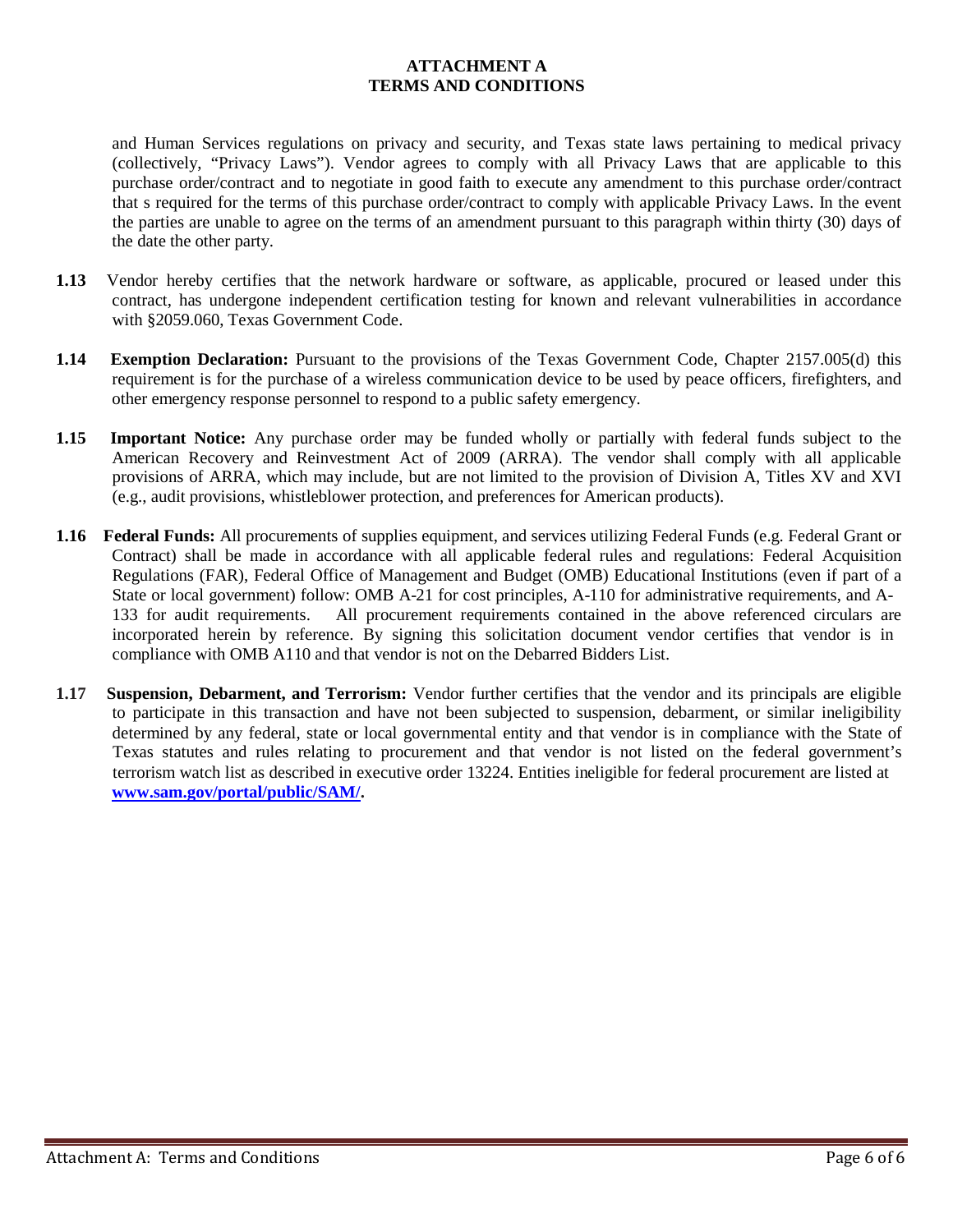## ATTACHMENT A
## TERMS AND CONDITIONS

and Human Services regulations on privacy and security, and Texas state laws pertaining to medical privacy (collectively, "Privacy Laws"). Vendor agrees to comply with all Privacy Laws that are applicable to this purchase order/contract and to negotiate in good faith to execute any amendment to this purchase order/contract that s required for the terms of this purchase order/contract to comply with applicable Privacy Laws. In the event the parties are unable to agree on the terms of an amendment pursuant to this paragraph within thirty (30) days of the date the other party.

**1.13** Vendor hereby certifies that the network hardware or software, as applicable, procured or leased under this contract, has undergone independent certification testing for known and relevant vulnerabilities in accordance with §2059.060, Texas Government Code.

**1.14** **Exemption Declaration:** Pursuant to the provisions of the Texas Government Code, Chapter 2157.005(d) this requirement is for the purchase of a wireless communication device to be used by peace officers, firefighters, and other emergency response personnel to respond to a public safety emergency.

**1.15** **Important Notice:** Any purchase order may be funded wholly or partially with federal funds subject to the American Recovery and Reinvestment Act of 2009 (ARRA). The vendor shall comply with all applicable provisions of ARRA, which may include, but are not limited to the provision of Division A, Titles XV and XVI (e.g., audit provisions, whistleblower protection, and preferences for American products).

**1.16** **Federal Funds:** All procurements of supplies equipment, and services utilizing Federal Funds (e.g. Federal Grant or Contract) shall be made in accordance with all applicable federal rules and regulations: Federal Acquisition Regulations (FAR), Federal Office of Management and Budget (OMB) Educational Institutions (even if part of a State or local government) follow: OMB A-21 for cost principles, A-110 for administrative requirements, and A-133 for audit requirements. All procurement requirements contained in the above referenced circulars are incorporated herein by reference. By signing this solicitation document vendor certifies that vendor is in compliance with OMB A110 and that vendor is not on the Debarred Bidders List.

**1.17** **Suspension, Debarment, and Terrorism:** Vendor further certifies that the vendor and its principals are eligible to participate in this transaction and have not been subjected to suspension, debarment, or similar ineligibility determined by any federal, state or local governmental entity and that vendor is in compliance with the State of Texas statutes and rules relating to procurement and that vendor is not listed on the federal government's terrorism watch list as described in executive order 13224. Entities ineligible for federal procurement are listed at **www.sam.gov/portal/public/SAM/.**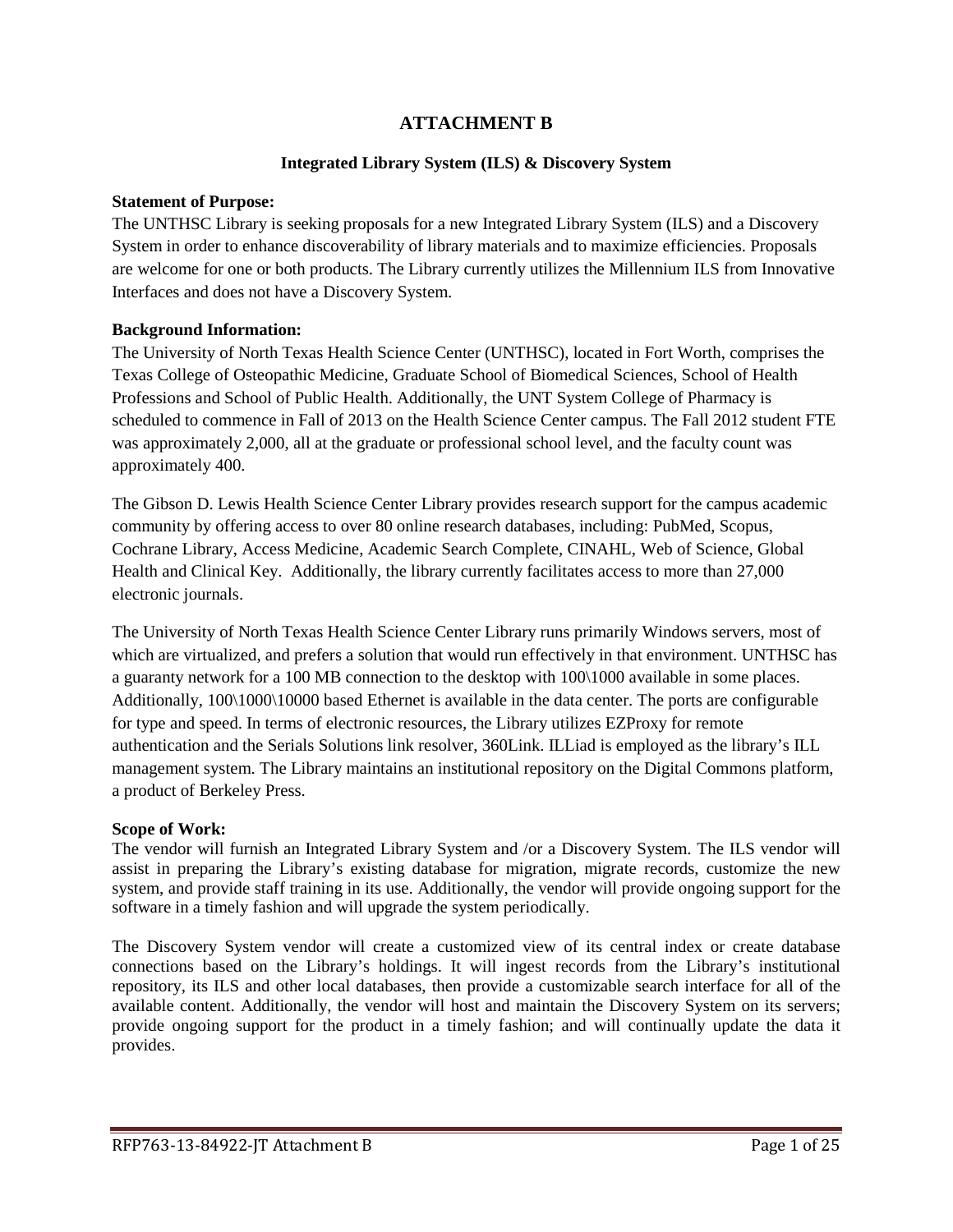# ATTACHMENT B

## Integrated Library System (ILS) & Discovery System

**Statement of Purpose:**

The UNTHSC Library is seeking proposals for a new Integrated Library System (ILS) and a Discovery System in order to enhance discoverability of library materials and to maximize efficiencies. Proposals are welcome for one or both products. The Library currently utilizes the Millennium ILS from Innovative Interfaces and does not have a Discovery System.

**Background Information:**

The University of North Texas Health Science Center (UNTHSC), located in Fort Worth, comprises the Texas College of Osteopathic Medicine, Graduate School of Biomedical Sciences, School of Health Professions and School of Public Health. Additionally, the UNT System College of Pharmacy is scheduled to commence in Fall of 2013 on the Health Science Center campus. The Fall 2012 student FTE was approximately 2,000, all at the graduate or professional school level, and the faculty count was approximately 400.

The Gibson D. Lewis Health Science Center Library provides research support for the campus academic community by offering access to over 80 online research databases, including: PubMed, Scopus, Cochrane Library, Access Medicine, Academic Search Complete, CINAHL, Web of Science, Global Health and Clinical Key. Additionally, the library currently facilitates access to more than 27,000 electronic journals.

The University of North Texas Health Science Center Library runs primarily Windows servers, most of which are virtualized, and prefers a solution that would run effectively in that environment. UNTHSC has a guaranty network for a 100 MB connection to the desktop with 100\1000 available in some places. Additionally, 100\1000\10000 based Ethernet is available in the data center. The ports are configurable for type and speed. In terms of electronic resources, the Library utilizes EZProxy for remote authentication and the Serials Solutions link resolver, 360Link. ILLiad is employed as the library's ILL management system. The Library maintains an institutional repository on the Digital Commons platform, a product of Berkeley Press.

**Scope of Work:**

The vendor will furnish an Integrated Library System and /or a Discovery System. The ILS vendor will assist in preparing the Library's existing database for migration, migrate records, customize the new system, and provide staff training in its use. Additionally, the vendor will provide ongoing support for the software in a timely fashion and will upgrade the system periodically.

The Discovery System vendor will create a customized view of its central index or create database connections based on the Library's holdings. It will ingest records from the Library's institutional repository, its ILS and other local databases, then provide a customizable search interface for all of the available content. Additionally, the vendor will host and maintain the Discovery System on its servers; provide ongoing support for the product in a timely fashion; and will continually update the data it provides.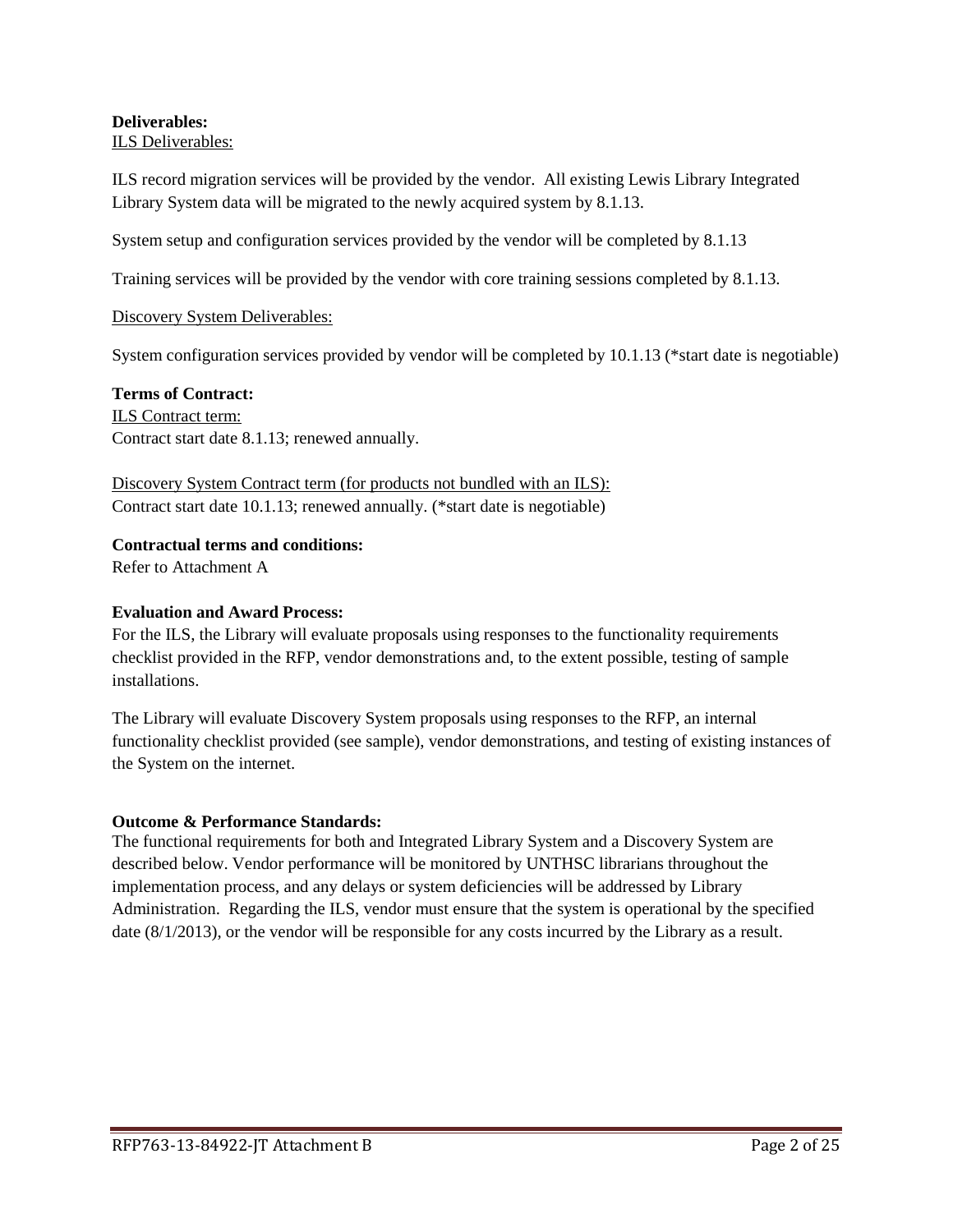**Deliverables:**

<u>ILS Deliverables:</u>

ILS record migration services will be provided by the vendor. All existing Lewis Library Integrated Library System data will be migrated to the newly acquired system by 8.1.13.

System setup and configuration services provided by the vendor will be completed by 8.1.13

Training services will be provided by the vendor with core training sessions completed by 8.1.13.

<u>Discovery System Deliverables:</u>

System configuration services provided by vendor will be completed by 10.1.13 (*start date is negotiable)

**Terms of Contract:**

<u>ILS Contract term:</u>
Contract start date 8.1.13; renewed annually.

<u>Discovery System Contract term (for products not bundled with an ILS):</u>
Contract start date 10.1.13; renewed annually. (*start date is negotiable)

**Contractual terms and conditions:**
Refer to Attachment A

**Evaluation and Award Process:**
For the ILS, the Library will evaluate proposals using responses to the functionality requirements checklist provided in the RFP, vendor demonstrations and, to the extent possible, testing of sample installations.

The Library will evaluate Discovery System proposals using responses to the RFP, an internal functionality checklist provided (see sample), vendor demonstrations, and testing of existing instances of the System on the internet.

**Outcome & Performance Standards:**
The functional requirements for both and Integrated Library System and a Discovery System are described below. Vendor performance will be monitored by UNTHSC librarians throughout the implementation process, and any delays or system deficiencies will be addressed by Library Administration. Regarding the ILS, vendor must ensure that the system is operational by the specified date (8/1/2013), or the vendor will be responsible for any costs incurred by the Library as a result.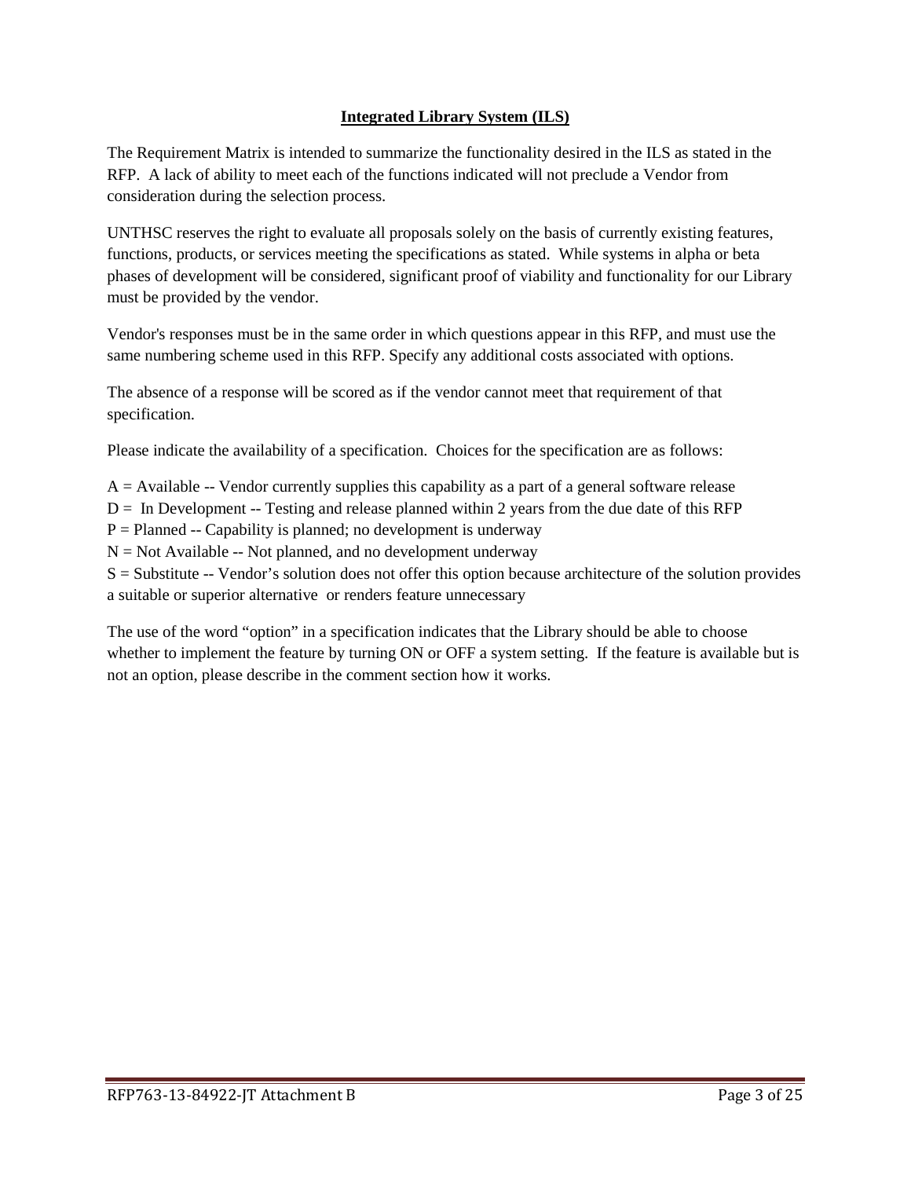## Integrated Library System (ILS)

The Requirement Matrix is intended to summarize the functionality desired in the ILS as stated in the RFP. A lack of ability to meet each of the functions indicated will not preclude a Vendor from consideration during the selection process.

UNTHSC reserves the right to evaluate all proposals solely on the basis of currently existing features, functions, products, or services meeting the specifications as stated. While systems in alpha or beta phases of development will be considered, significant proof of viability and functionality for our Library must be provided by the vendor.

Vendor's responses must be in the same order in which questions appear in this RFP, and must use the same numbering scheme used in this RFP. Specify any additional costs associated with options.

The absence of a response will be scored as if the vendor cannot meet that requirement of that specification.

Please indicate the availability of a specification. Choices for the specification are as follows:

A = Available -- Vendor currently supplies this capability as a part of a general software release
D = In Development -- Testing and release planned within 2 years from the due date of this RFP
P = Planned -- Capability is planned; no development is underway
N = Not Available -- Not planned, and no development underway
S = Substitute -- Vendor's solution does not offer this option because architecture of the solution provides a suitable or superior alternative or renders feature unnecessary

The use of the word "option" in a specification indicates that the Library should be able to choose whether to implement the feature by turning ON or OFF a system setting. If the feature is available but is not an option, please describe in the comment section how it works.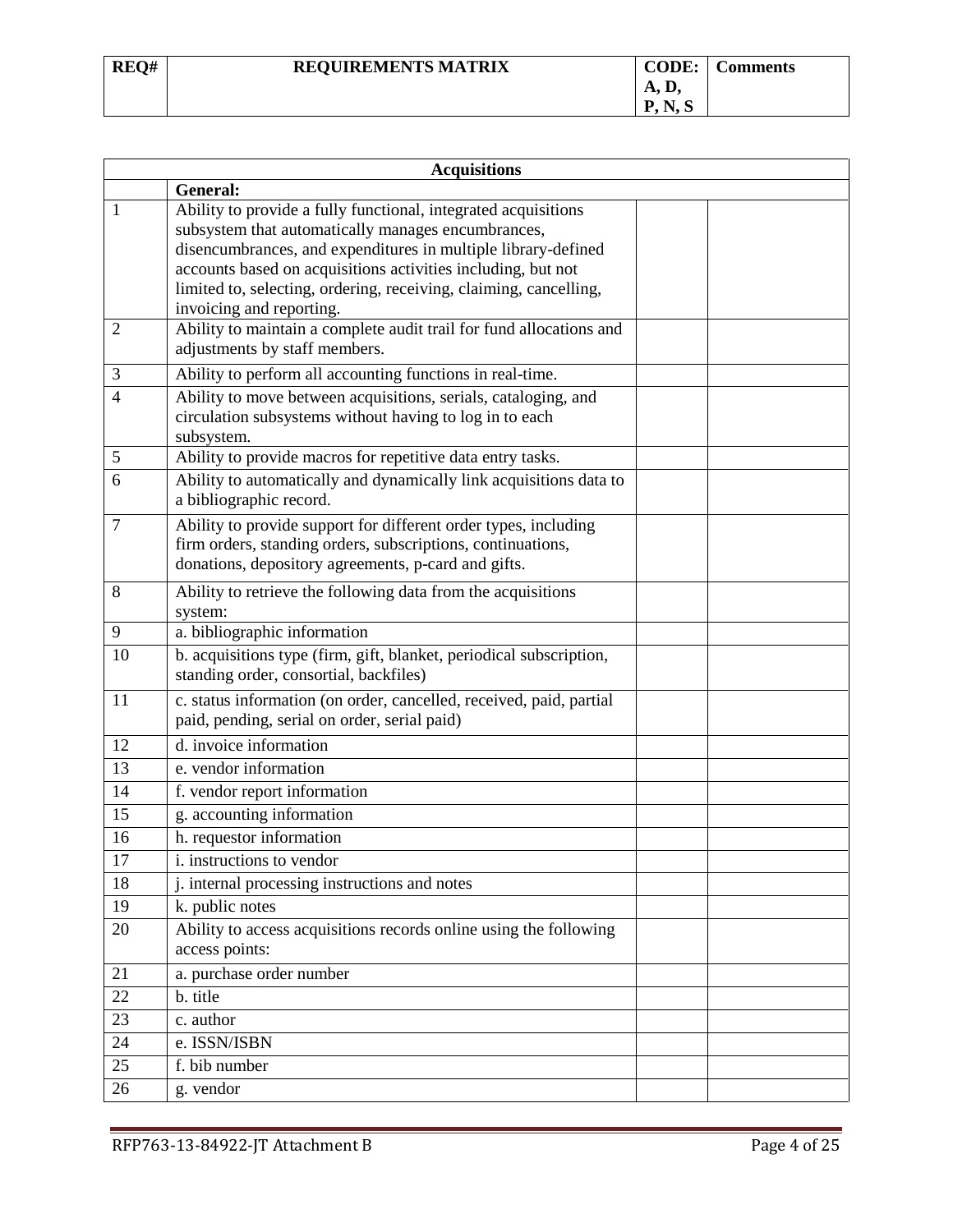| REQ# | REQUIREMENTS MATRIX | CODE: A, D, P, N, S | Comments |
|---|---|---|---|

| Acquisitions | | | |
|---|---|---|---|
| | **General:** | | |
| 1 | Ability to provide a fully functional, integrated acquisitions subsystem that automatically manages encumbrances, disencumbrances, and expenditures in multiple library-defined accounts based on acquisitions activities including, but not limited to, selecting, ordering, receiving, claiming, cancelling, invoicing and reporting. | | |
| 2 | Ability to maintain a complete audit trail for fund allocations and adjustments by staff members. | | |
| 3 | Ability to perform all accounting functions in real-time. | | |
| 4 | Ability to move between acquisitions, serials, cataloging, and circulation subsystems without having to log in to each subsystem. | | |
| 5 | Ability to provide macros for repetitive data entry tasks. | | |
| 6 | Ability to automatically and dynamically link acquisitions data to a bibliographic record. | | |
| 7 | Ability to provide support for different order types, including firm orders, standing orders, subscriptions, continuations, donations, depository agreements, p-card and gifts. | | |
| 8 | Ability to retrieve the following data from the acquisitions system: | | |
| 9 | a. bibliographic information | | |
| 10 | b. acquisitions type (firm, gift, blanket, periodical subscription, standing order, consortial, backfiles) | | |
| 11 | c. status information (on order, cancelled, received, paid, partial paid, pending, serial on order, serial paid) | | |
| 12 | d. invoice information | | |
| 13 | e. vendor information | | |
| 14 | f. vendor report information | | |
| 15 | g. accounting information | | |
| 16 | h. requestor information | | |
| 17 | i. instructions to vendor | | |
| 18 | j. internal processing instructions and notes | | |
| 19 | k. public notes | | |
| 20 | Ability to access acquisitions records online using the following access points: | | |
| 21 | a. purchase order number | | |
| 22 | b. title | | |
| 23 | c. author | | |
| 24 | e. ISSN/ISBN | | |
| 25 | f. bib number | | |
| 26 | g. vendor | | |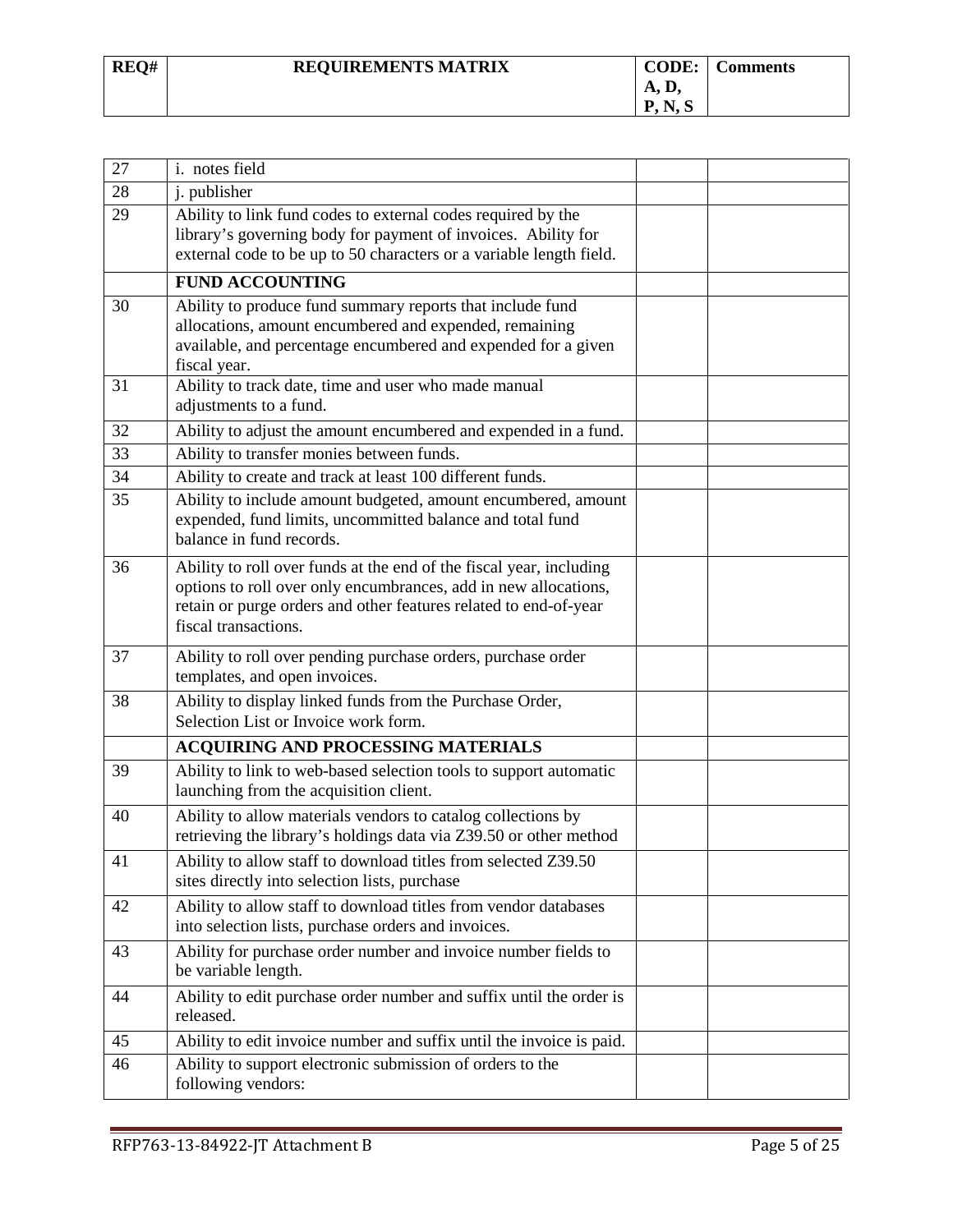| REQ# | REQUIREMENTS MATRIX | CODE: A, D, P, N, S | Comments |
|---|---|---|---|
| 27 | i. notes field | | |
| 28 | j. publisher | | |
| 29 | Ability to link fund codes to external codes required by the library's governing body for payment of invoices. Ability for external code to be up to 50 characters or a variable length field. | | |
| | **FUND ACCOUNTING** | | |
| 30 | Ability to produce fund summary reports that include fund allocations, amount encumbered and expended, remaining available, and percentage encumbered and expended for a given fiscal year. | | |
| 31 | Ability to track date, time and user who made manual adjustments to a fund. | | |
| 32 | Ability to adjust the amount encumbered and expended in a fund. | | |
| 33 | Ability to transfer monies between funds. | | |
| 34 | Ability to create and track at least 100 different funds. | | |
| 35 | Ability to include amount budgeted, amount encumbered, amount expended, fund limits, uncommitted balance and total fund balance in fund records. | | |
| 36 | Ability to roll over funds at the end of the fiscal year, including options to roll over only encumbrances, add in new allocations, retain or purge orders and other features related to end-of-year fiscal transactions. | | |
| 37 | Ability to roll over pending purchase orders, purchase order templates, and open invoices. | | |
| 38 | Ability to display linked funds from the Purchase Order, Selection List or Invoice work form. | | |
| | **ACQUIRING AND PROCESSING MATERIALS** | | |
| 39 | Ability to link to web-based selection tools to support automatic launching from the acquisition client. | | |
| 40 | Ability to allow materials vendors to catalog collections by retrieving the library's holdings data via Z39.50 or other method | | |
| 41 | Ability to allow staff to download titles from selected Z39.50 sites directly into selection lists, purchase | | |
| 42 | Ability to allow staff to download titles from vendor databases into selection lists, purchase orders and invoices. | | |
| 43 | Ability for purchase order number and invoice number fields to be variable length. | | |
| 44 | Ability to edit purchase order number and suffix until the order is released. | | |
| 45 | Ability to edit invoice number and suffix until the invoice is paid. | | |
| 46 | Ability to support electronic submission of orders to the following vendors: | | |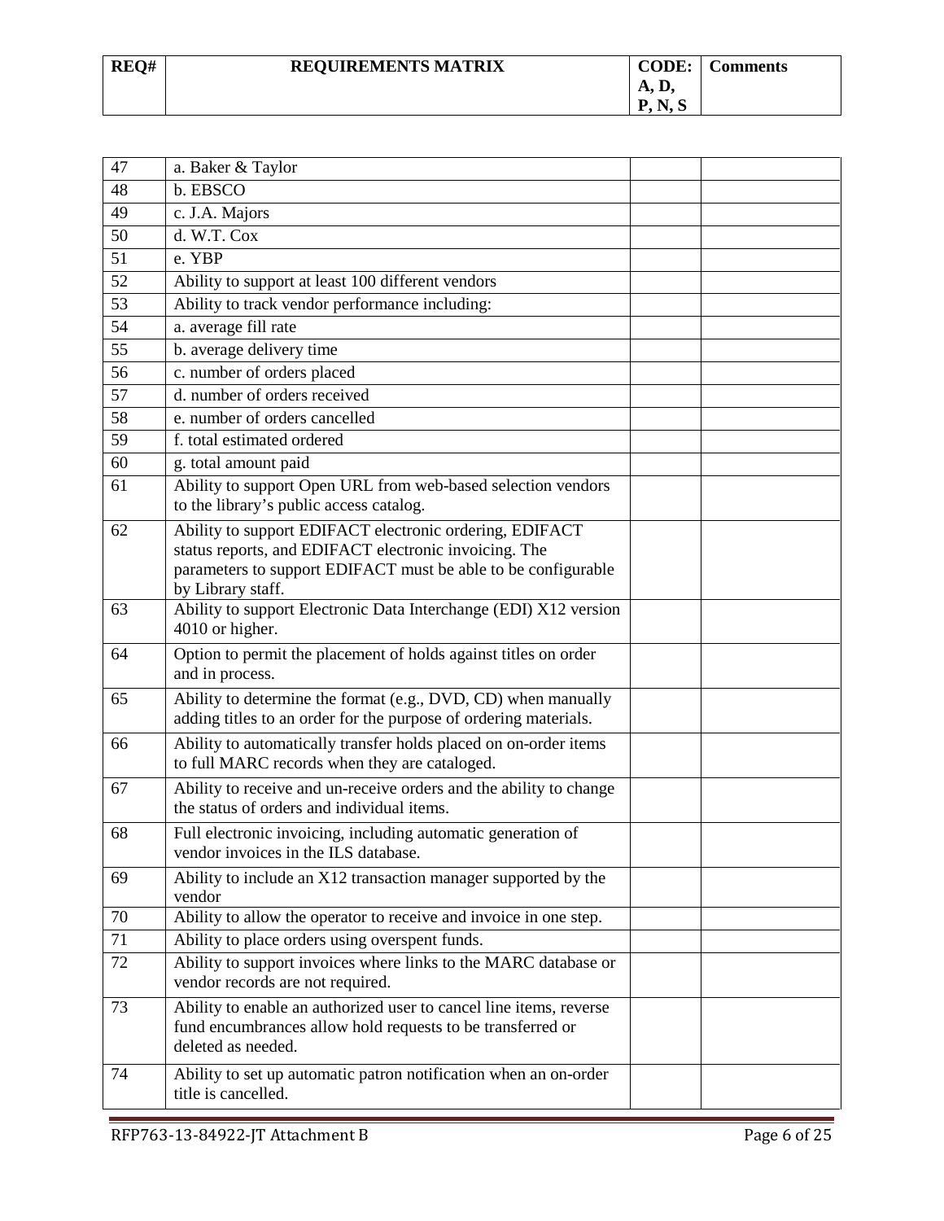| REQ# | REQUIREMENTS MATRIX | CODE: A, D, P, N, S | Comments |
|---|---|---|---|
| 47 | a. Baker & Taylor | | |
| 48 | b. EBSCO | | |
| 49 | c. J.A. Majors | | |
| 50 | d. W.T. Cox | | |
| 51 | e. YBP | | |
| 52 | Ability to support at least 100 different vendors | | |
| 53 | Ability to track vendor performance including: | | |
| 54 | a. average fill rate | | |
| 55 | b. average delivery time | | |
| 56 | c. number of orders placed | | |
| 57 | d. number of orders received | | |
| 58 | e. number of orders cancelled | | |
| 59 | f. total estimated ordered | | |
| 60 | g. total amount paid | | |
| 61 | Ability to support Open URL from web-based selection vendors to the library's public access catalog. | | |
| 62 | Ability to support EDIFACT electronic ordering, EDIFACT status reports, and EDIFACT electronic invoicing. The parameters to support EDIFACT must be able to be configurable by Library staff. | | |
| 63 | Ability to support Electronic Data Interchange (EDI) X12 version 4010 or higher. | | |
| 64 | Option to permit the placement of holds against titles on order and in process. | | |
| 65 | Ability to determine the format (e.g., DVD, CD) when manually adding titles to an order for the purpose of ordering materials. | | |
| 66 | Ability to automatically transfer holds placed on on-order items to full MARC records when they are cataloged. | | |
| 67 | Ability to receive and un-receive orders and the ability to change the status of orders and individual items. | | |
| 68 | Full electronic invoicing, including automatic generation of vendor invoices in the ILS database. | | |
| 69 | Ability to include an X12 transaction manager supported by the vendor | | |
| 70 | Ability to allow the operator to receive and invoice in one step. | | |
| 71 | Ability to place orders using overspent funds. | | |
| 72 | Ability to support invoices where links to the MARC database or vendor records are not required. | | |
| 73 | Ability to enable an authorized user to cancel line items, reverse fund encumbrances allow hold requests to be transferred or deleted as needed. | | |
| 74 | Ability to set up automatic patron notification when an on-order title is cancelled. | | |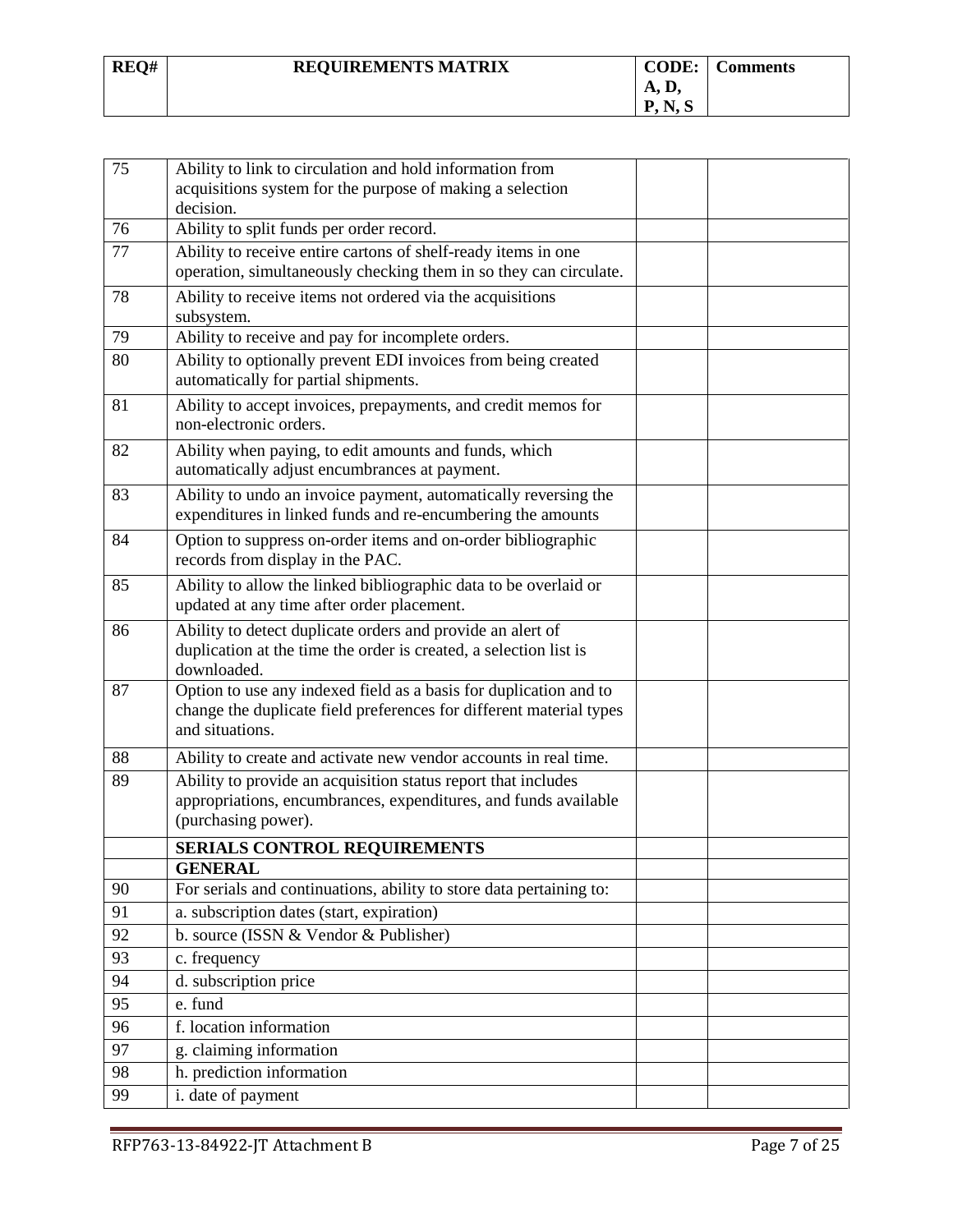| REQ# | REQUIREMENTS MATRIX | CODE: A, D, P, N, S | Comments |
|---|---|---|---|
| 75 | Ability to link to circulation and hold information from acquisitions system for the purpose of making a selection decision. | | |
| 76 | Ability to split funds per order record. | | |
| 77 | Ability to receive entire cartons of shelf-ready items in one operation, simultaneously checking them in so they can circulate. | | |
| 78 | Ability to receive items not ordered via the acquisitions subsystem. | | |
| 79 | Ability to receive and pay for incomplete orders. | | |
| 80 | Ability to optionally prevent EDI invoices from being created automatically for partial shipments. | | |
| 81 | Ability to accept invoices, prepayments, and credit memos for non-electronic orders. | | |
| 82 | Ability when paying, to edit amounts and funds, which automatically adjust encumbrances at payment. | | |
| 83 | Ability to undo an invoice payment, automatically reversing the expenditures in linked funds and re-encumbering the amounts | | |
| 84 | Option to suppress on-order items and on-order bibliographic records from display in the PAC. | | |
| 85 | Ability to allow the linked bibliographic data to be overlaid or updated at any time after order placement. | | |
| 86 | Ability to detect duplicate orders and provide an alert of duplication at the time the order is created, a selection list is downloaded. | | |
| 87 | Option to use any indexed field as a basis for duplication and to change the duplicate field preferences for different material types and situations. | | |
| 88 | Ability to create and activate new vendor accounts in real time. | | |
| 89 | Ability to provide an acquisition status report that includes appropriations, encumbrances, expenditures, and funds available (purchasing power). | | |
| | **SERIALS CONTROL REQUIREMENTS** | | |
| | **GENERAL** | | |
| 90 | For serials and continuations, ability to store data pertaining to: | | |
| 91 | a. subscription dates (start, expiration) | | |
| 92 | b. source (ISSN & Vendor & Publisher) | | |
| 93 | c. frequency | | |
| 94 | d. subscription price | | |
| 95 | e. fund | | |
| 96 | f. location information | | |
| 97 | g. claiming information | | |
| 98 | h. prediction information | | |
| 99 | i. date of payment | | |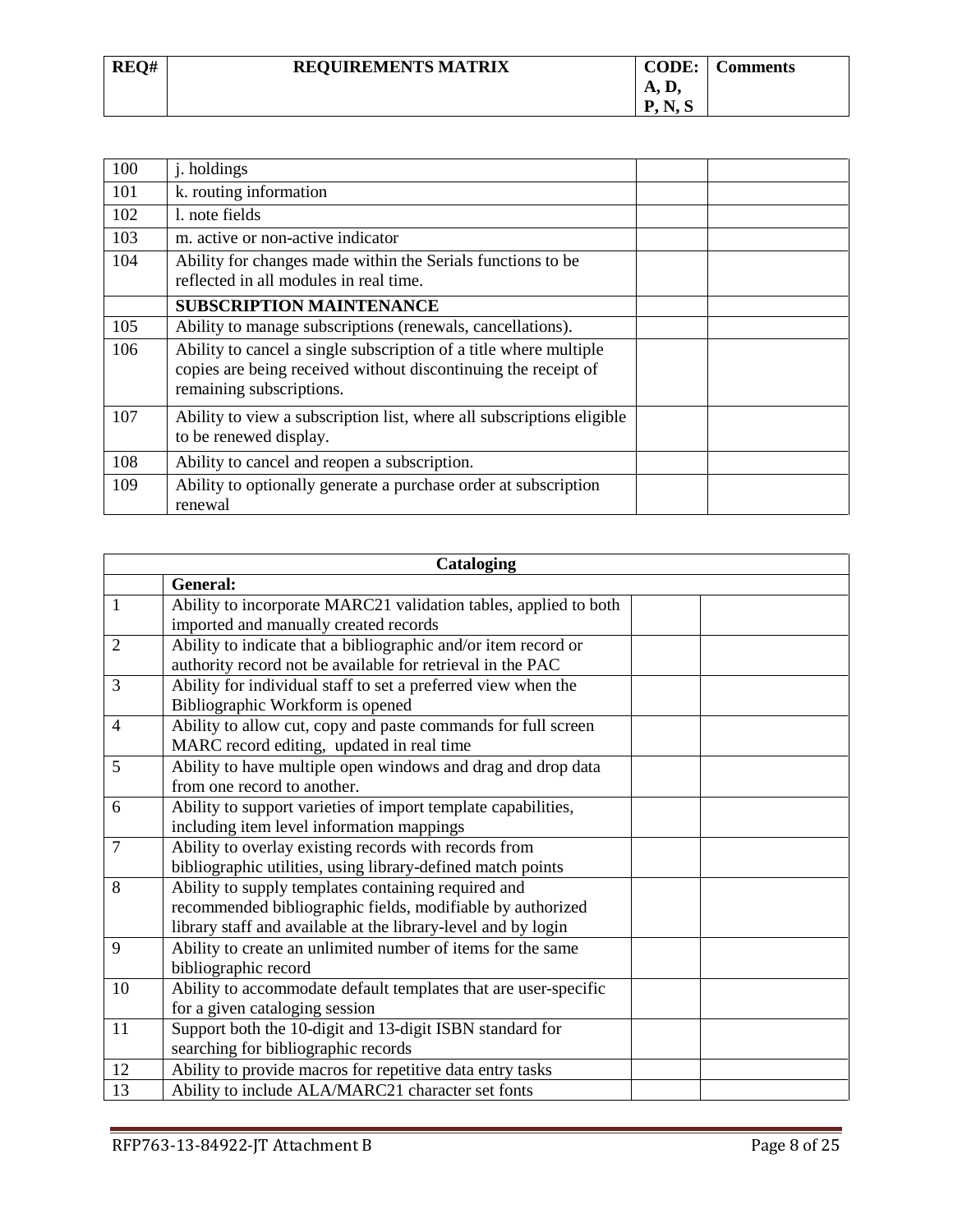| REQ# | REQUIREMENTS MATRIX | CODE: A, D, P, N, S | Comments |
|---|---|---|---|

| | | | |
|---|---|---|---|
| 100 | j. holdings | | |
| 101 | k. routing information | | |
| 102 | l. note fields | | |
| 103 | m. active or non-active indicator | | |
| 104 | Ability for changes made within the Serials functions to be reflected in all modules in real time. | | |
| | **SUBSCRIPTION MAINTENANCE** | | |
| 105 | Ability to manage subscriptions (renewals, cancellations). | | |
| 106 | Ability to cancel a single subscription of a title where multiple copies are being received without discontinuing the receipt of remaining subscriptions. | | |
| 107 | Ability to view a subscription list, where all subscriptions eligible to be renewed display. | | |
| 108 | Ability to cancel and reopen a subscription. | | |
| 109 | Ability to optionally generate a purchase order at subscription renewal | | |

| **Cataloging** | | | |
|---|---|---|---|
| | **General:** | | |
| 1 | Ability to incorporate MARC21 validation tables, applied to both imported and manually created records | | |
| 2 | Ability to indicate that a bibliographic and/or item record or authority record not be available for retrieval in the PAC | | |
| 3 | Ability for individual staff to set a preferred view when the Bibliographic Workform is opened | | |
| 4 | Ability to allow cut, copy and paste commands for full screen MARC record editing, updated in real time | | |
| 5 | Ability to have multiple open windows and drag and drop data from one record to another. | | |
| 6 | Ability to support varieties of import template capabilities, including item level information mappings | | |
| 7 | Ability to overlay existing records with records from bibliographic utilities, using library-defined match points | | |
| 8 | Ability to supply templates containing required and recommended bibliographic fields, modifiable by authorized library staff and available at the library-level and by login | | |
| 9 | Ability to create an unlimited number of items for the same bibliographic record | | |
| 10 | Ability to accommodate default templates that are user-specific for a given cataloging session | | |
| 11 | Support both the 10-digit and 13-digit ISBN standard for searching for bibliographic records | | |
| 12 | Ability to provide macros for repetitive data entry tasks | | |
| 13 | Ability to include ALA/MARC21 character set fonts | | |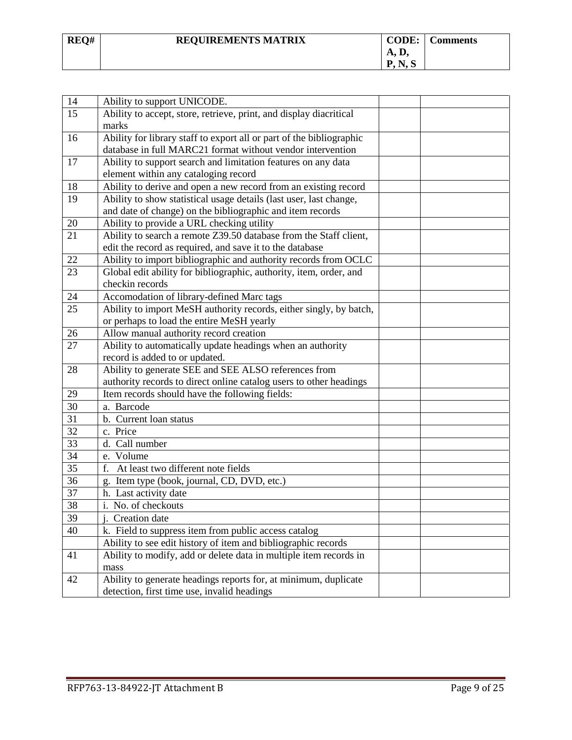| REQ# | REQUIREMENTS MATRIX | CODE: A, D, P, N, S | Comments |
|---|---|---|---|
| 14 | Ability to support UNICODE. | | |
| 15 | Ability to accept, store, retrieve, print, and display diacritical marks | | |
| 16 | Ability for library staff to export all or part of the bibliographic database in full MARC21 format without vendor intervention | | |
| 17 | Ability to support search and limitation features on any data element within any cataloging record | | |
| 18 | Ability to derive and open a new record from an existing record | | |
| 19 | Ability to show statistical usage details (last user, last change, and date of change) on the bibliographic and item records | | |
| 20 | Ability to provide a URL checking utility | | |
| 21 | Ability to search a remote Z39.50 database from the Staff client, edit the record as required, and save it to the database | | |
| 22 | Ability to import bibliographic and authority records from OCLC | | |
| 23 | Global edit ability for bibliographic, authority, item, order, and checkin records | | |
| 24 | Accomodation of library-defined Marc tags | | |
| 25 | Ability to import MeSH authority records, either singly, by batch, or perhaps to load the entire MeSH yearly | | |
| 26 | Allow manual authority record creation | | |
| 27 | Ability to automatically update headings when an authority record is added to or updated. | | |
| 28 | Ability to generate SEE and SEE ALSO references from authority records to direct online catalog users to other headings | | |
| 29 | Item records should have the following fields: | | |
| 30 | a. Barcode | | |
| 31 | b. Current loan status | | |
| 32 | c. Price | | |
| 33 | d. Call number | | |
| 34 | e. Volume | | |
| 35 | f. At least two different note fields | | |
| 36 | g. Item type (book, journal, CD, DVD, etc.) | | |
| 37 | h. Last activity date | | |
| 38 | i. No. of checkouts | | |
| 39 | j. Creation date | | |
| 40 | k. Field to suppress item from public access catalog | | |
| | Ability to see edit history of item and bibliographic records | | |
| 41 | Ability to modify, add or delete data in multiple item records in mass | | |
| 42 | Ability to generate headings reports for, at minimum, duplicate detection, first time use, invalid headings | | |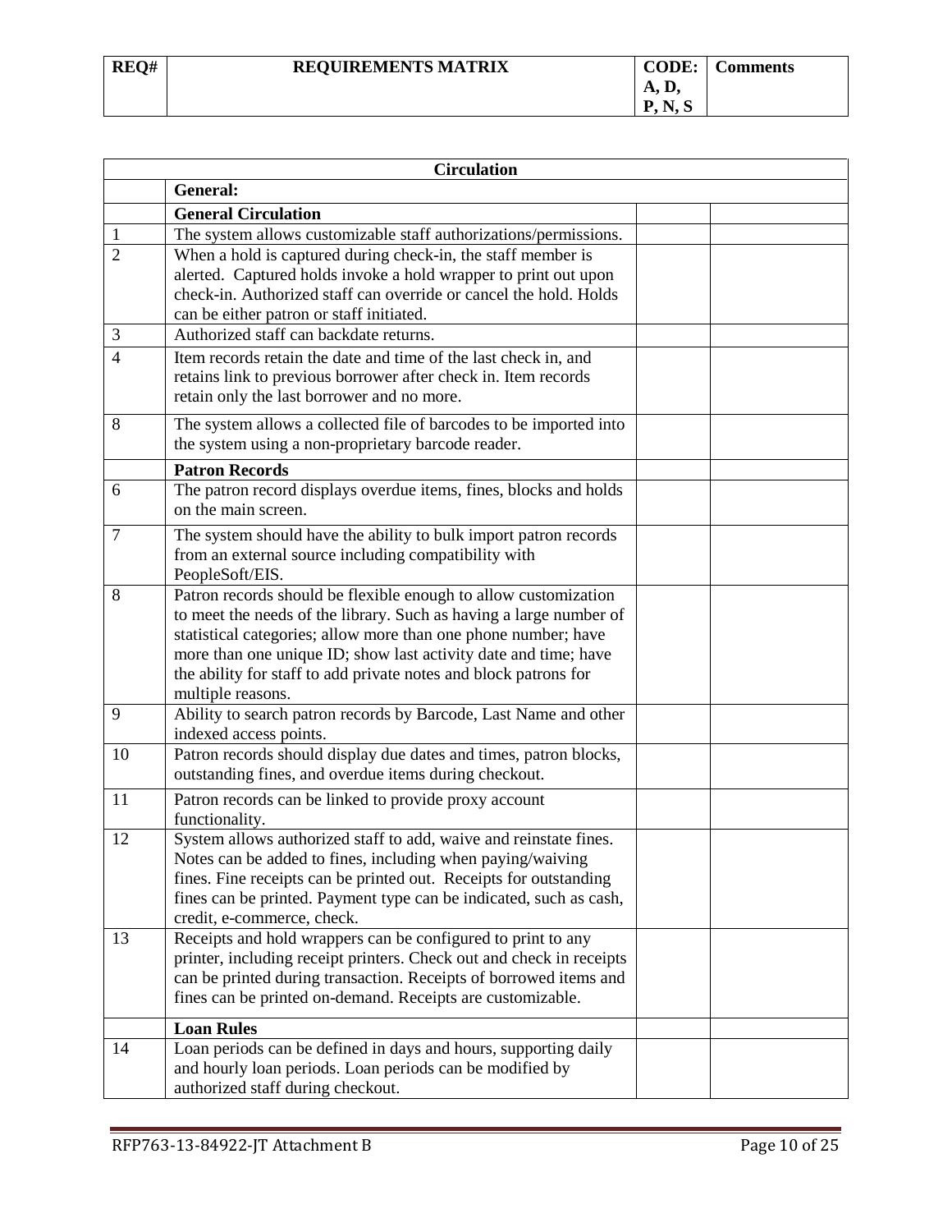| REQ# | REQUIREMENTS MATRIX | CODE: A, D, P, N, S | Comments |
|---|---|---|---|

| Circulation | | | |
|---|---|---|---|
| | **General:** | | |
| | **General Circulation** | | |
| 1 | The system allows customizable staff authorizations/permissions. | | |
| 2 | When a hold is captured during check-in, the staff member is alerted. Captured holds invoke a hold wrapper to print out upon check-in. Authorized staff can override or cancel the hold. Holds can be either patron or staff initiated. | | |
| 3 | Authorized staff can backdate returns. | | |
| 4 | Item records retain the date and time of the last check in, and retains link to previous borrower after check in. Item records retain only the last borrower and no more. | | |
| 8 | The system allows a collected file of barcodes to be imported into the system using a non-proprietary barcode reader. | | |
| | **Patron Records** | | |
| 6 | The patron record displays overdue items, fines, blocks and holds on the main screen. | | |
| 7 | The system should have the ability to bulk import patron records from an external source including compatibility with PeopleSoft/EIS. | | |
| 8 | Patron records should be flexible enough to allow customization to meet the needs of the library. Such as having a large number of statistical categories; allow more than one phone number; have more than one unique ID; show last activity date and time; have the ability for staff to add private notes and block patrons for multiple reasons. | | |
| 9 | Ability to search patron records by Barcode, Last Name and other indexed access points. | | |
| 10 | Patron records should display due dates and times, patron blocks, outstanding fines, and overdue items during checkout. | | |
| 11 | Patron records can be linked to provide proxy account functionality. | | |
| 12 | System allows authorized staff to add, waive and reinstate fines. Notes can be added to fines, including when paying/waiving fines. Fine receipts can be printed out. Receipts for outstanding fines can be printed. Payment type can be indicated, such as cash, credit, e-commerce, check. | | |
| 13 | Receipts and hold wrappers can be configured to print to any printer, including receipt printers. Check out and check in receipts can be printed during transaction. Receipts of borrowed items and fines can be printed on-demand. Receipts are customizable. | | |
| | **Loan Rules** | | |
| 14 | Loan periods can be defined in days and hours, supporting daily and hourly loan periods. Loan periods can be modified by authorized staff during checkout. | | |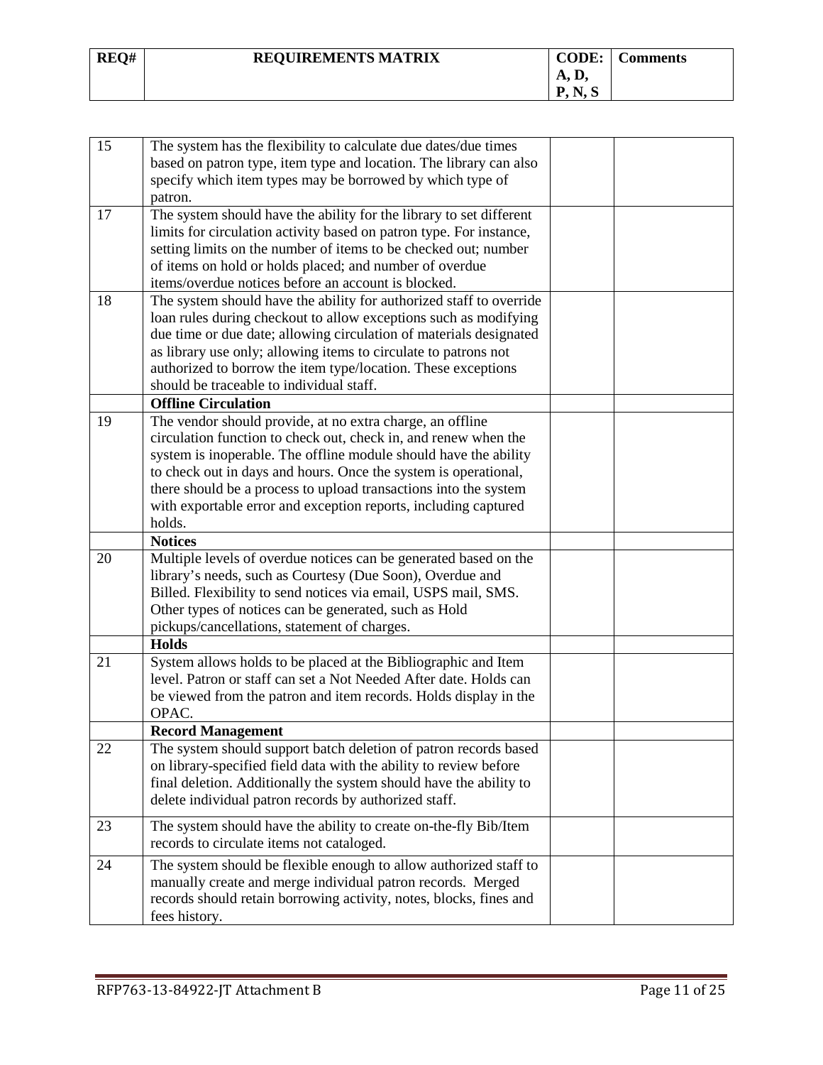| REQ# | REQUIREMENTS MATRIX | CODE: A, D, P, N, S | Comments |
| --- | --- | --- | --- |
| 15 | The system has the flexibility to calculate due dates/due times based on patron type, item type and location. The library can also specify which item types may be borrowed by which type of patron. | | |
| 17 | The system should have the ability for the library to set different limits for circulation activity based on patron type. For instance, setting limits on the number of items to be checked out; number of items on hold or holds placed; and number of overdue items/overdue notices before an account is blocked. | | |
| 18 | The system should have the ability for authorized staff to override loan rules during checkout to allow exceptions such as modifying due time or due date; allowing circulation of materials designated as library use only; allowing items to circulate to patrons not authorized to borrow the item type/location. These exceptions should be traceable to individual staff. | | |
| | **Offline Circulation** | | |
| 19 | The vendor should provide, at no extra charge, an offline circulation function to check out, check in, and renew when the system is inoperable. The offline module should have the ability to check out in days and hours. Once the system is operational, there should be a process to upload transactions into the system with exportable error and exception reports, including captured holds. | | |
| | **Notices** | | |
| 20 | Multiple levels of overdue notices can be generated based on the library's needs, such as Courtesy (Due Soon), Overdue and Billed. Flexibility to send notices via email, USPS mail, SMS. Other types of notices can be generated, such as Hold pickups/cancellations, statement of charges. | | |
| | **Holds** | | |
| 21 | System allows holds to be placed at the Bibliographic and Item level. Patron or staff can set a Not Needed After date. Holds can be viewed from the patron and item records. Holds display in the OPAC. | | |
| | **Record Management** | | |
| 22 | The system should support batch deletion of patron records based on library-specified field data with the ability to review before final deletion. Additionally the system should have the ability to delete individual patron records by authorized staff. | | |
| 23 | The system should have the ability to create on-the-fly Bib/Item records to circulate items not cataloged. | | |
| 24 | The system should be flexible enough to allow authorized staff to manually create and merge individual patron records. Merged records should retain borrowing activity, notes, blocks, fines and fees history. | | |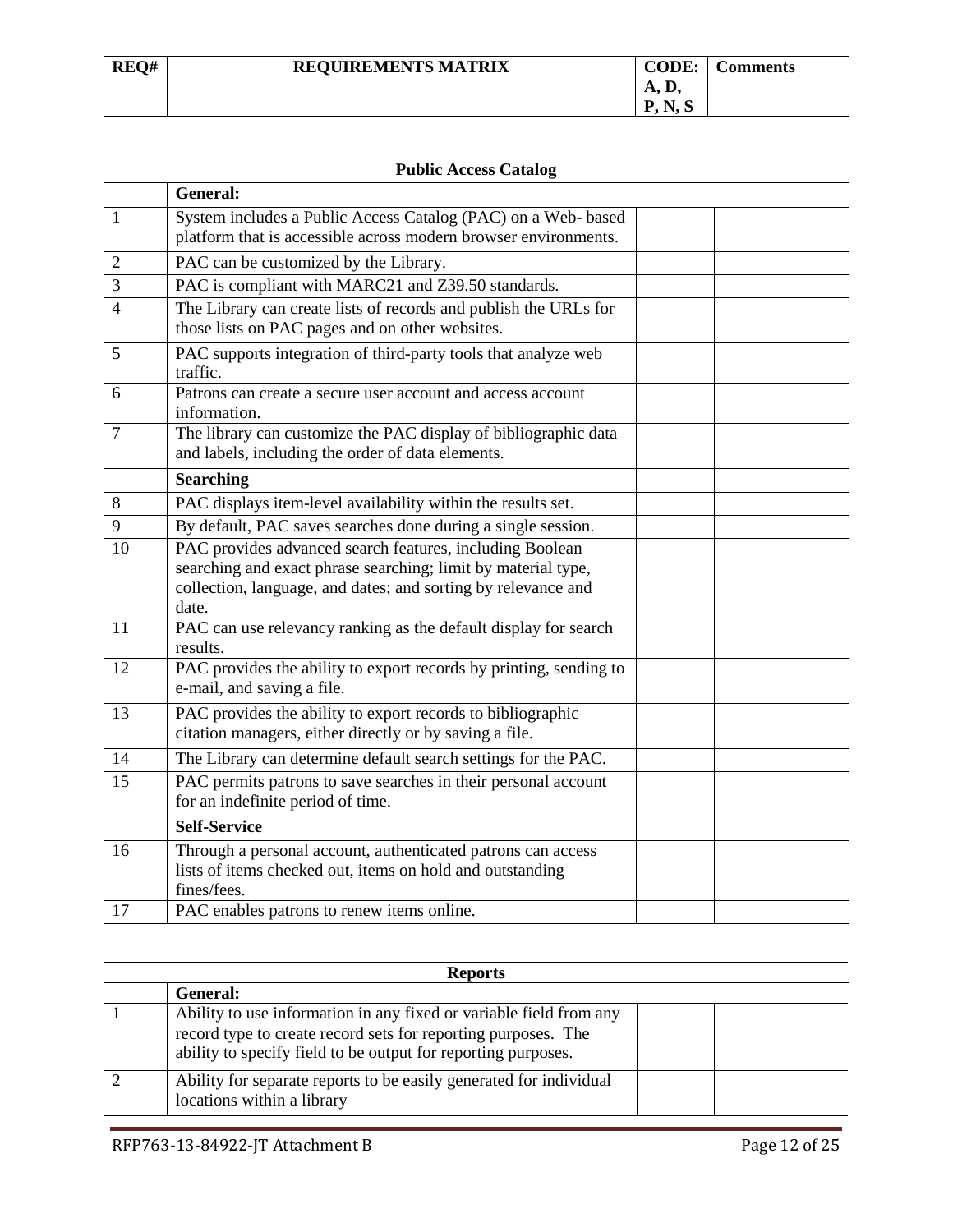| REQ# | REQUIREMENTS MATRIX | CODE: A, D, P, N, S | Comments |
|---|---|---|---|

| Public Access Catalog | | | |
|---|---|---|---|
| | **General:** | | |
| 1 | System includes a Public Access Catalog (PAC) on a Web- based platform that is accessible across modern browser environments. | | |
| 2 | PAC can be customized by the Library. | | |
| 3 | PAC is compliant with MARC21 and Z39.50 standards. | | |
| 4 | The Library can create lists of records and publish the URLs for those lists on PAC pages and on other websites. | | |
| 5 | PAC supports integration of third-party tools that analyze web traffic. | | |
| 6 | Patrons can create a secure user account and access account information. | | |
| 7 | The library can customize the PAC display of bibliographic data and labels, including the order of data elements. | | |
| | **Searching** | | |
| 8 | PAC displays item-level availability within the results set. | | |
| 9 | By default, PAC saves searches done during a single session. | | |
| 10 | PAC provides advanced search features, including Boolean searching and exact phrase searching; limit by material type, collection, language, and dates; and sorting by relevance and date. | | |
| 11 | PAC can use relevancy ranking as the default display for search results. | | |
| 12 | PAC provides the ability to export records by printing, sending to e-mail, and saving a file. | | |
| 13 | PAC provides the ability to export records to bibliographic citation managers, either directly or by saving a file. | | |
| 14 | The Library can determine default search settings for the PAC. | | |
| 15 | PAC permits patrons to save searches in their personal account for an indefinite period of time. | | |
| | **Self-Service** | | |
| 16 | Through a personal account, authenticated patrons can access lists of items checked out, items on hold and outstanding fines/fees. | | |
| 17 | PAC enables patrons to renew items online. | | |

| Reports | | | |
|---|---|---|---|
| | **General:** | | |
| 1 | Ability to use information in any fixed or variable field from any record type to create record sets for reporting purposes. The ability to specify field to be output for reporting purposes. | | |
| 2 | Ability for separate reports to be easily generated for individual locations within a library | | |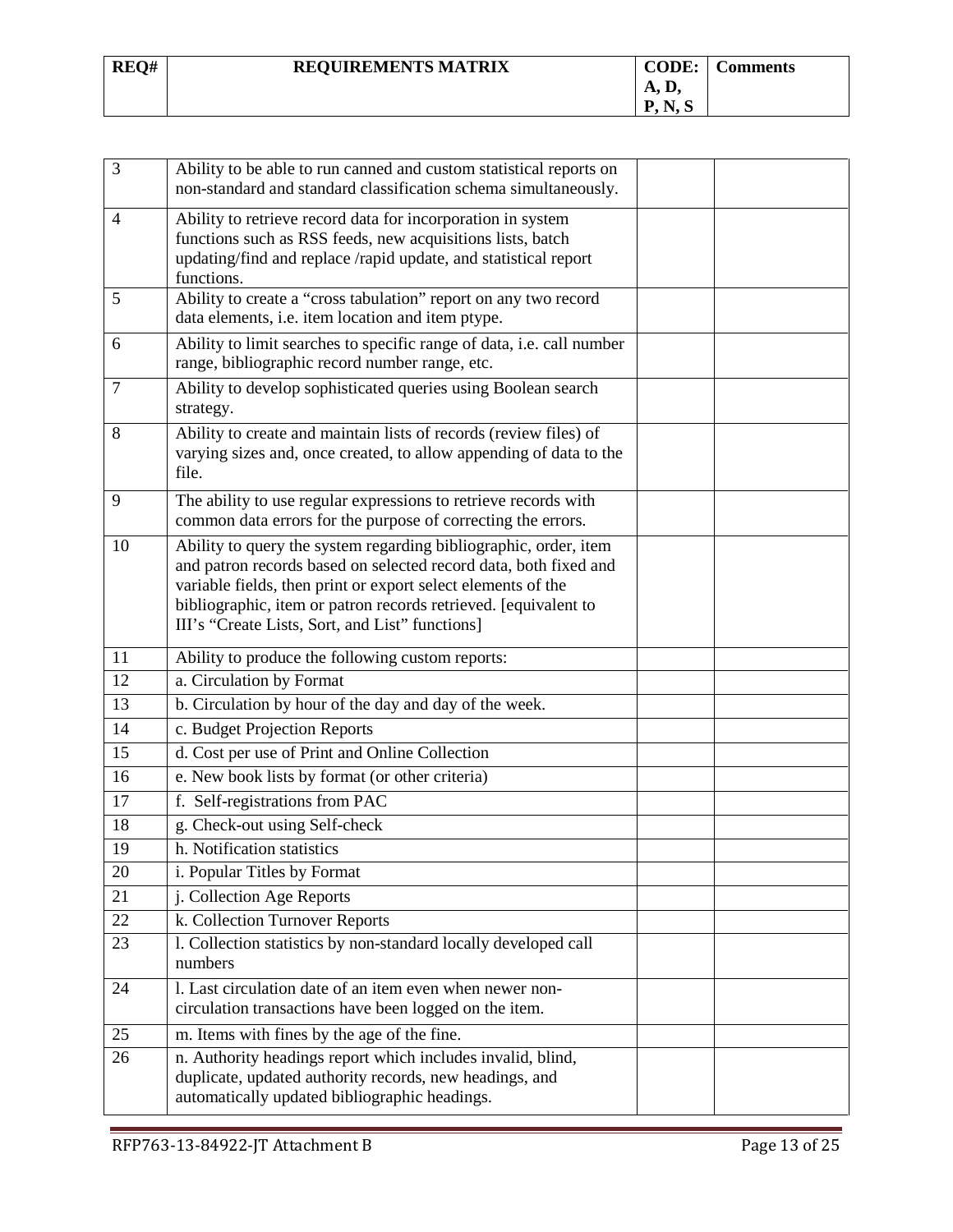| REQ# | REQUIREMENTS MATRIX | CODE: A, D, P, N, S | Comments |
|---|---|---|---|
| 3 | Ability to be able to run canned and custom statistical reports on non-standard and standard classification schema simultaneously. | | |
| 4 | Ability to retrieve record data for incorporation in system functions such as RSS feeds, new acquisitions lists, batch updating/find and replace /rapid update, and statistical report functions. | | |
| 5 | Ability to create a "cross tabulation" report on any two record data elements, i.e. item location and item ptype. | | |
| 6 | Ability to limit searches to specific range of data, i.e. call number range, bibliographic record number range, etc. | | |
| 7 | Ability to develop sophisticated queries using Boolean search strategy. | | |
| 8 | Ability to create and maintain lists of records (review files) of varying sizes and, once created, to allow appending of data to the file. | | |
| 9 | The ability to use regular expressions to retrieve records with common data errors for the purpose of correcting the errors. | | |
| 10 | Ability to query the system regarding bibliographic, order, item and patron records based on selected record data, both fixed and variable fields, then print or export select elements of the bibliographic, item or patron records retrieved. [equivalent to III's "Create Lists, Sort, and List" functions] | | |
| 11 | Ability to produce the following custom reports: | | |
| 12 | a. Circulation by Format | | |
| 13 | b. Circulation by hour of the day and day of the week. | | |
| 14 | c. Budget Projection Reports | | |
| 15 | d. Cost per use of Print and Online Collection | | |
| 16 | e. New book lists by format (or other criteria) | | |
| 17 | f. Self-registrations from PAC | | |
| 18 | g. Check-out using Self-check | | |
| 19 | h. Notification statistics | | |
| 20 | i. Popular Titles by Format | | |
| 21 | j. Collection Age Reports | | |
| 22 | k. Collection Turnover Reports | | |
| 23 | l. Collection statistics by non-standard locally developed call numbers | | |
| 24 | l. Last circulation date of an item even when newer non-circulation transactions have been logged on the item. | | |
| 25 | m. Items with fines by the age of the fine. | | |
| 26 | n. Authority headings report which includes invalid, blind, duplicate, updated authority records, new headings, and automatically updated bibliographic headings. | | |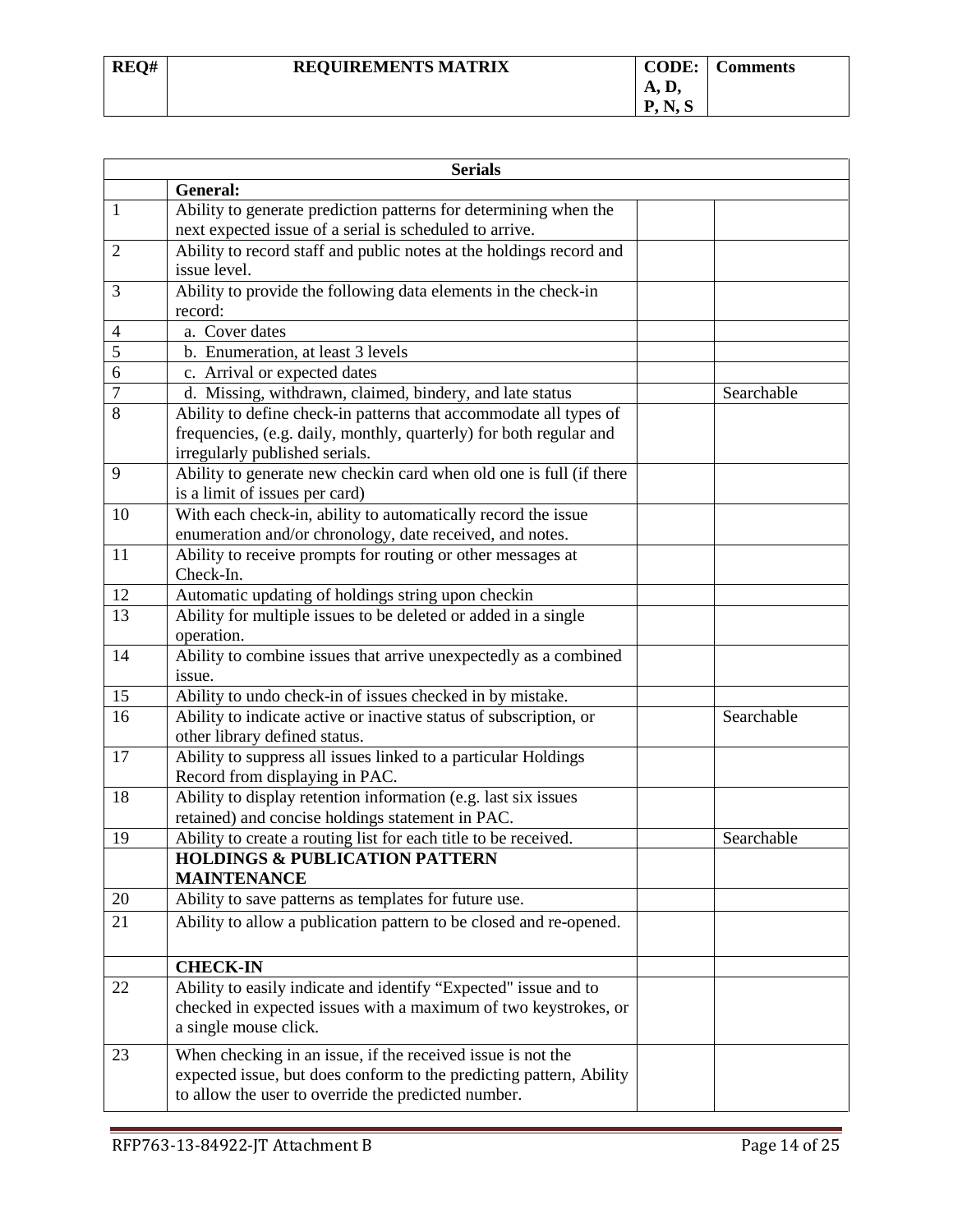| REQ# | REQUIREMENTS MATRIX | CODE: A, D, P, N, S | Comments |
|---|---|---|---|

| | Serials | | |
|---|---|---|---|
| | **General:** | | |
| 1 | Ability to generate prediction patterns for determining when the next expected issue of a serial is scheduled to arrive. | | |
| 2 | Ability to record staff and public notes at the holdings record and issue level. | | |
| 3 | Ability to provide the following data elements in the check-in record: | | |
| 4 | a. Cover dates | | |
| 5 | b. Enumeration, at least 3 levels | | |
| 6 | c. Arrival or expected dates | | |
| 7 | d. Missing, withdrawn, claimed, bindery, and late status | | Searchable |
| 8 | Ability to define check-in patterns that accommodate all types of frequencies, (e.g. daily, monthly, quarterly) for both regular and irregularly published serials. | | |
| 9 | Ability to generate new checkin card when old one is full (if there is a limit of issues per card) | | |
| 10 | With each check-in, ability to automatically record the issue enumeration and/or chronology, date received, and notes. | | |
| 11 | Ability to receive prompts for routing or other messages at Check-In. | | |
| 12 | Automatic updating of holdings string upon checkin | | |
| 13 | Ability for multiple issues to be deleted or added in a single operation. | | |
| 14 | Ability to combine issues that arrive unexpectedly as a combined issue. | | |
| 15 | Ability to undo check-in of issues checked in by mistake. | | |
| 16 | Ability to indicate active or inactive status of subscription, or other library defined status. | | Searchable |
| 17 | Ability to suppress all issues linked to a particular Holdings Record from displaying in PAC. | | |
| 18 | Ability to display retention information (e.g. last six issues retained) and concise holdings statement in PAC. | | |
| 19 | Ability to create a routing list for each title to be received. | | Searchable |
| | **HOLDINGS & PUBLICATION PATTERN MAINTENANCE** | | |
| 20 | Ability to save patterns as templates for future use. | | |
| 21 | Ability to allow a publication pattern to be closed and re-opened. | | |
| | **CHECK-IN** | | |
| 22 | Ability to easily indicate and identify "Expected" issue and to checked in expected issues with a maximum of two keystrokes, or a single mouse click. | | |
| 23 | When checking in an issue, if the received issue is not the expected issue, but does conform to the predicting pattern, Ability to allow the user to override the predicted number. | | |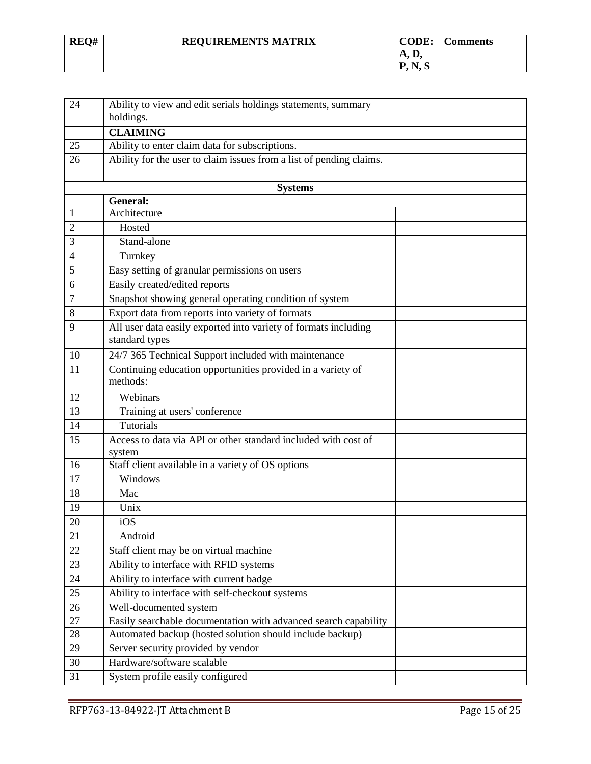| REQ# | REQUIREMENTS MATRIX | CODE: A, D, P, N, S | Comments |
|---|---|---|---|
| 24 | Ability to view and edit serials holdings statements, summary holdings. | | |
| | **CLAIMING** | | |
| 25 | Ability to enter claim data for subscriptions. | | |
| 26 | Ability for the user to claim issues from a list of pending claims. | | |
| | **Systems** | | |
| | **General:** | | |
| 1 | Architecture | | |
| 2 | Hosted | | |
| 3 | Stand-alone | | |
| 4 | Turnkey | | |
| 5 | Easy setting of granular permissions on users | | |
| 6 | Easily created/edited reports | | |
| 7 | Snapshot showing general operating condition of system | | |
| 8 | Export data from reports into variety of formats | | |
| 9 | All user data easily exported into variety of formats including standard types | | |
| 10 | 24/7 365 Technical Support included with maintenance | | |
| 11 | Continuing education opportunities provided in a variety of methods: | | |
| 12 | Webinars | | |
| 13 | Training at users' conference | | |
| 14 | Tutorials | | |
| 15 | Access to data via API or other standard included with cost of system | | |
| 16 | Staff client available in a variety of OS options | | |
| 17 | Windows | | |
| 18 | Mac | | |
| 19 | Unix | | |
| 20 | iOS | | |
| 21 | Android | | |
| 22 | Staff client may be on virtual machine | | |
| 23 | Ability to interface with RFID systems | | |
| 24 | Ability to interface with current badge | | |
| 25 | Ability to interface with self-checkout systems | | |
| 26 | Well-documented system | | |
| 27 | Easily searchable documentation with advanced search capability | | |
| 28 | Automated backup (hosted solution should include backup) | | |
| 29 | Server security provided by vendor | | |
| 30 | Hardware/software scalable | | |
| 31 | System profile easily configured | | |

RFP763-13-84922-JT Attachment B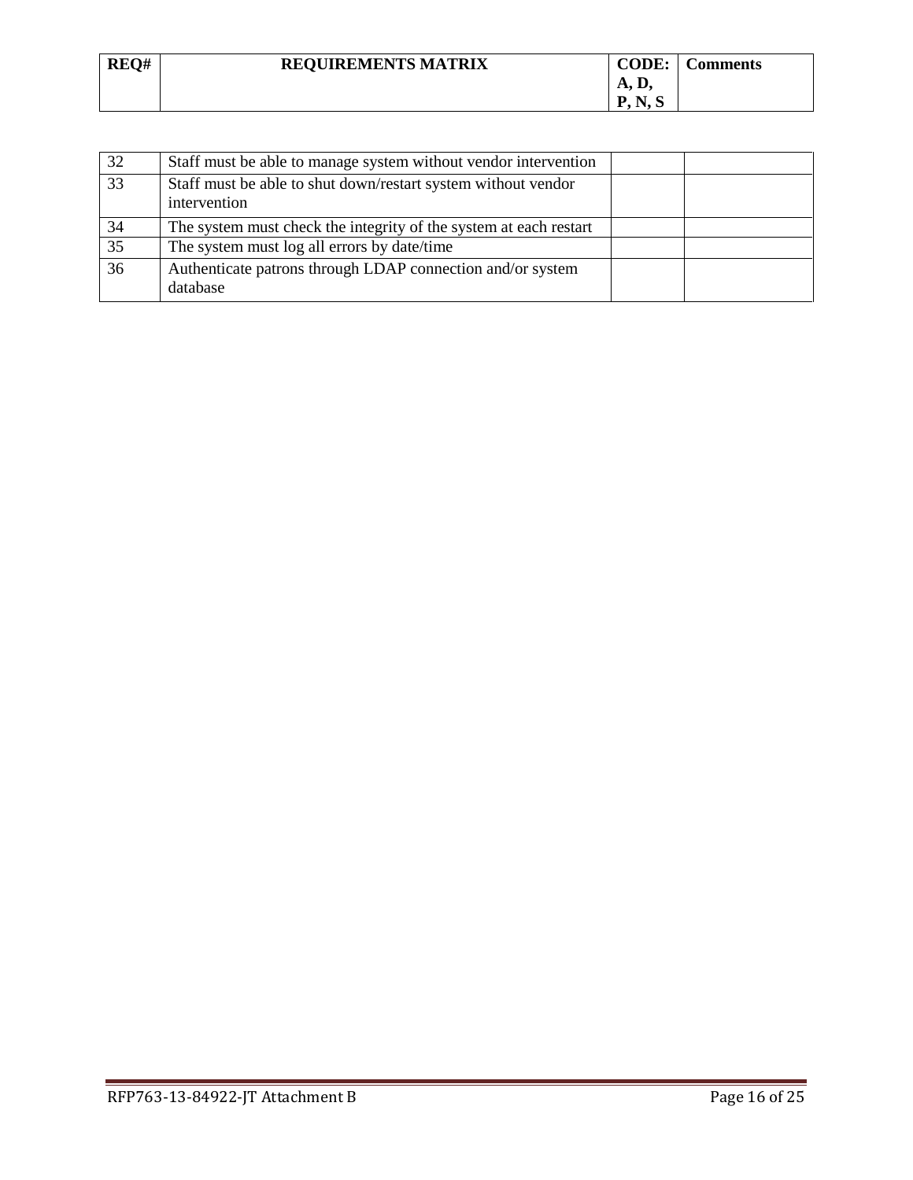| REQ# | REQUIREMENTS MATRIX | CODE: A, D, P, N, S | Comments |
| --- | --- | --- | --- |
| 32 | Staff must be able to manage system without vendor intervention | | |
| 33 | Staff must be able to shut down/restart system without vendor intervention | | |
| 34 | The system must check the integrity of the system at each restart | | |
| 35 | The system must log all errors by date/time | | |
| 36 | Authenticate patrons through LDAP connection and/or system database | | |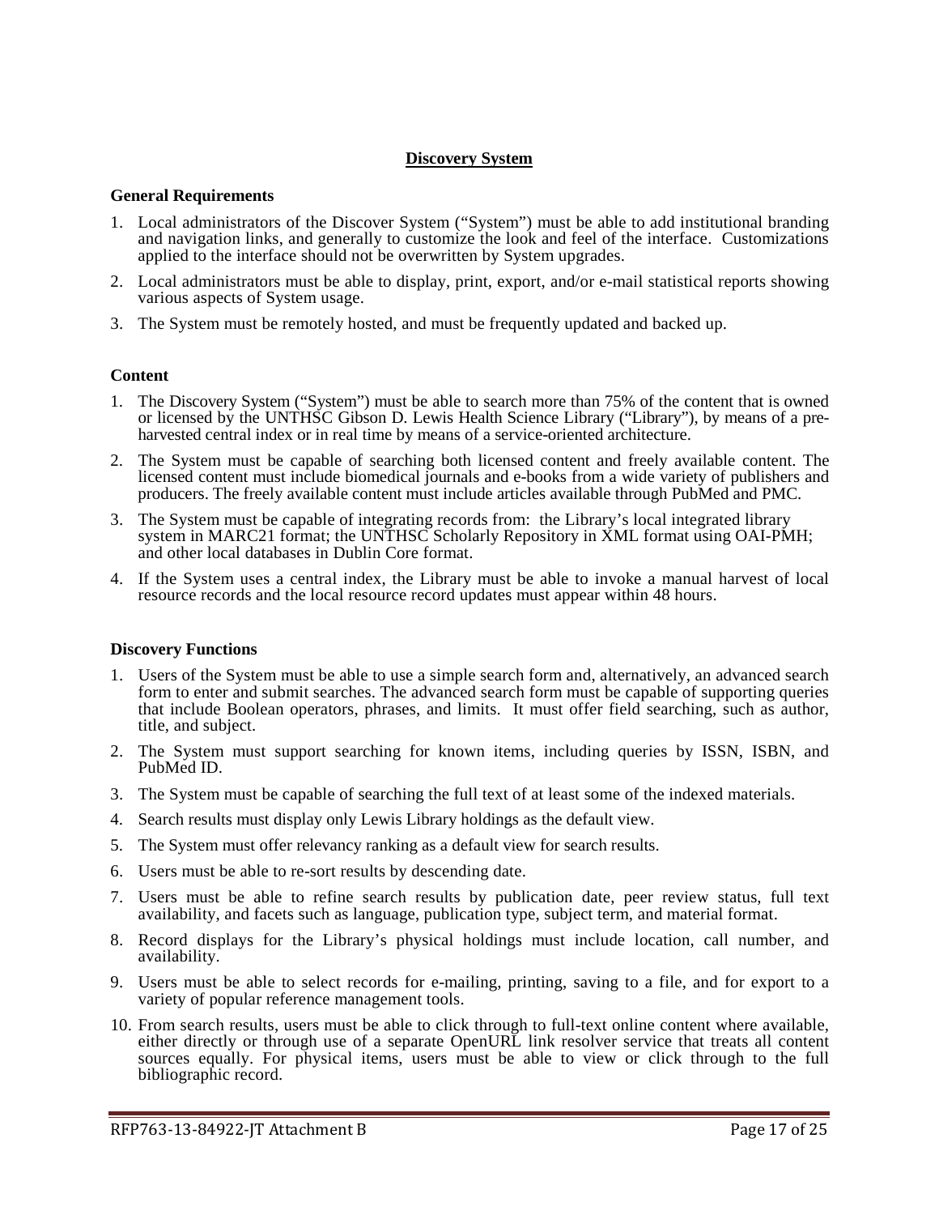## Discovery System

### General Requirements

1. Local administrators of the Discover System ("System") must be able to add institutional branding and navigation links, and generally to customize the look and feel of the interface. Customizations applied to the interface should not be overwritten by System upgrades.
2. Local administrators must be able to display, print, export, and/or e-mail statistical reports showing various aspects of System usage.
3. The System must be remotely hosted, and must be frequently updated and backed up.

### Content

1. The Discovery System ("System") must be able to search more than 75% of the content that is owned or licensed by the UNTHSC Gibson D. Lewis Health Science Library ("Library"), by means of a pre-harvested central index or in real time by means of a service-oriented architecture.
2. The System must be capable of searching both licensed content and freely available content. The licensed content must include biomedical journals and e-books from a wide variety of publishers and producers. The freely available content must include articles available through PubMed and PMC.
3. The System must be capable of integrating records from: the Library's local integrated library system in MARC21 format; the UNTHSC Scholarly Repository in XML format using OAI-PMH; and other local databases in Dublin Core format.
4. If the System uses a central index, the Library must be able to invoke a manual harvest of local resource records and the local resource record updates must appear within 48 hours.

### Discovery Functions

1. Users of the System must be able to use a simple search form and, alternatively, an advanced search form to enter and submit searches. The advanced search form must be capable of supporting queries that include Boolean operators, phrases, and limits. It must offer field searching, such as author, title, and subject.
2. The System must support searching for known items, including queries by ISSN, ISBN, and PubMed ID.
3. The System must be capable of searching the full text of at least some of the indexed materials.
4. Search results must display only Lewis Library holdings as the default view.
5. The System must offer relevancy ranking as a default view for search results.
6. Users must be able to re-sort results by descending date.
7. Users must be able to refine search results by publication date, peer review status, full text availability, and facets such as language, publication type, subject term, and material format.
8. Record displays for the Library's physical holdings must include location, call number, and availability.
9. Users must be able to select records for e-mailing, printing, saving to a file, and for export to a variety of popular reference management tools.
10. From search results, users must be able to click through to full-text online content where available, either directly or through use of a separate OpenURL link resolver service that treats all content sources equally. For physical items, users must be able to view or click through to the full bibliographic record.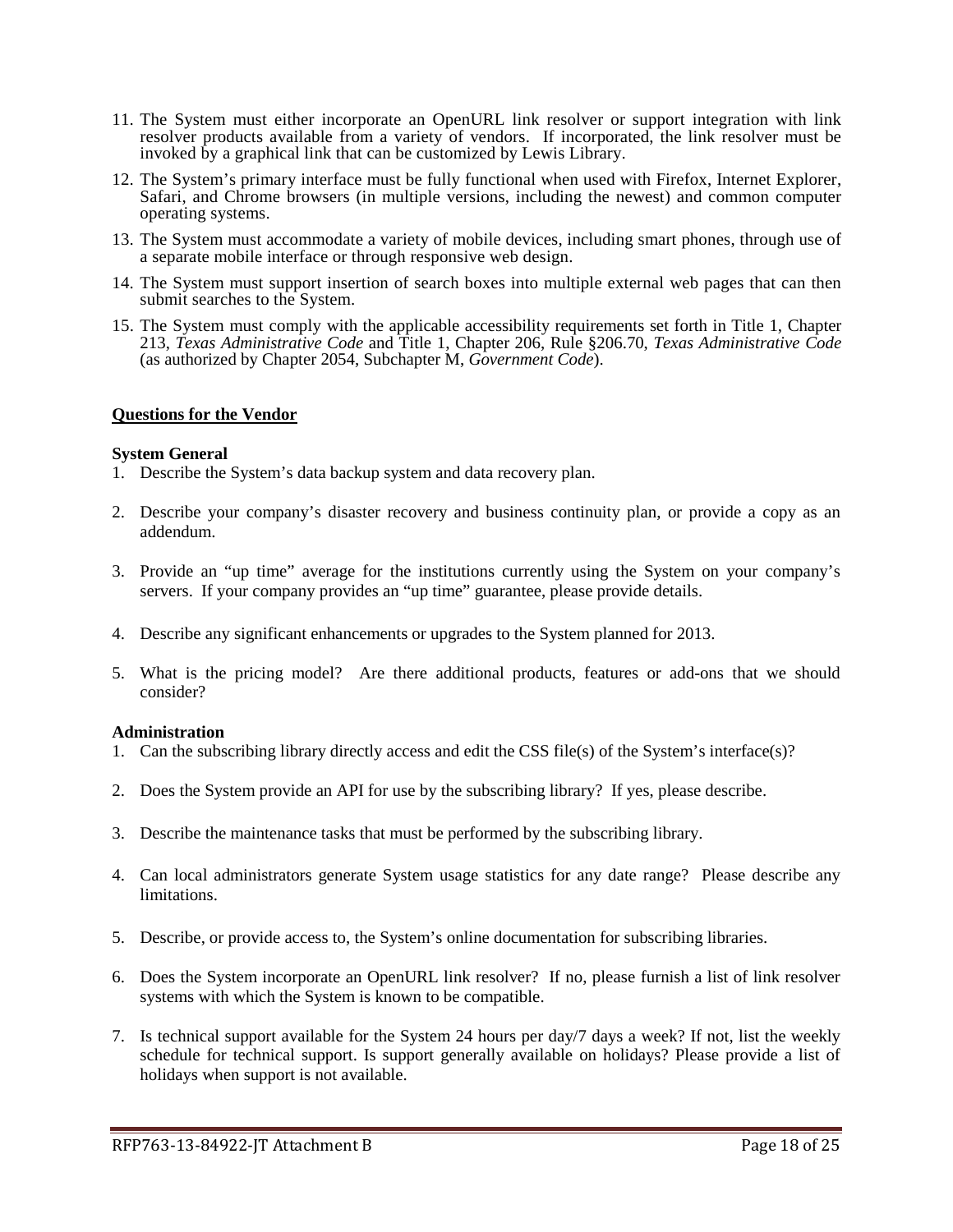11. The System must either incorporate an OpenURL link resolver or support integration with link resolver products available from a variety of vendors. If incorporated, the link resolver must be invoked by a graphical link that can be customized by Lewis Library.

12. The System's primary interface must be fully functional when used with Firefox, Internet Explorer, Safari, and Chrome browsers (in multiple versions, including the newest) and common computer operating systems.

13. The System must accommodate a variety of mobile devices, including smart phones, through use of a separate mobile interface or through responsive web design.

14. The System must support insertion of search boxes into multiple external web pages that can then submit searches to the System.

15. The System must comply with the applicable accessibility requirements set forth in Title 1, Chapter 213, *Texas Administrative Code* and Title 1, Chapter 206, Rule §206.70, *Texas Administrative Code* (as authorized by Chapter 2054, Subchapter M, *Government Code*).

<u>**Questions for the Vendor**</u>

**System General**

1. Describe the System's data backup system and data recovery plan.

2. Describe your company's disaster recovery and business continuity plan, or provide a copy as an addendum.

3. Provide an "up time" average for the institutions currently using the System on your company's servers. If your company provides an "up time" guarantee, please provide details.

4. Describe any significant enhancements or upgrades to the System planned for 2013.

5. What is the pricing model? Are there additional products, features or add-ons that we should consider?

**Administration**

1. Can the subscribing library directly access and edit the CSS file(s) of the System's interface(s)?

2. Does the System provide an API for use by the subscribing library? If yes, please describe.

3. Describe the maintenance tasks that must be performed by the subscribing library.

4. Can local administrators generate System usage statistics for any date range? Please describe any limitations.

5. Describe, or provide access to, the System's online documentation for subscribing libraries.

6. Does the System incorporate an OpenURL link resolver? If no, please furnish a list of link resolver systems with which the System is known to be compatible.

7. Is technical support available for the System 24 hours per day/7 days a week? If not, list the weekly schedule for technical support. Is support generally available on holidays? Please provide a list of holidays when support is not available.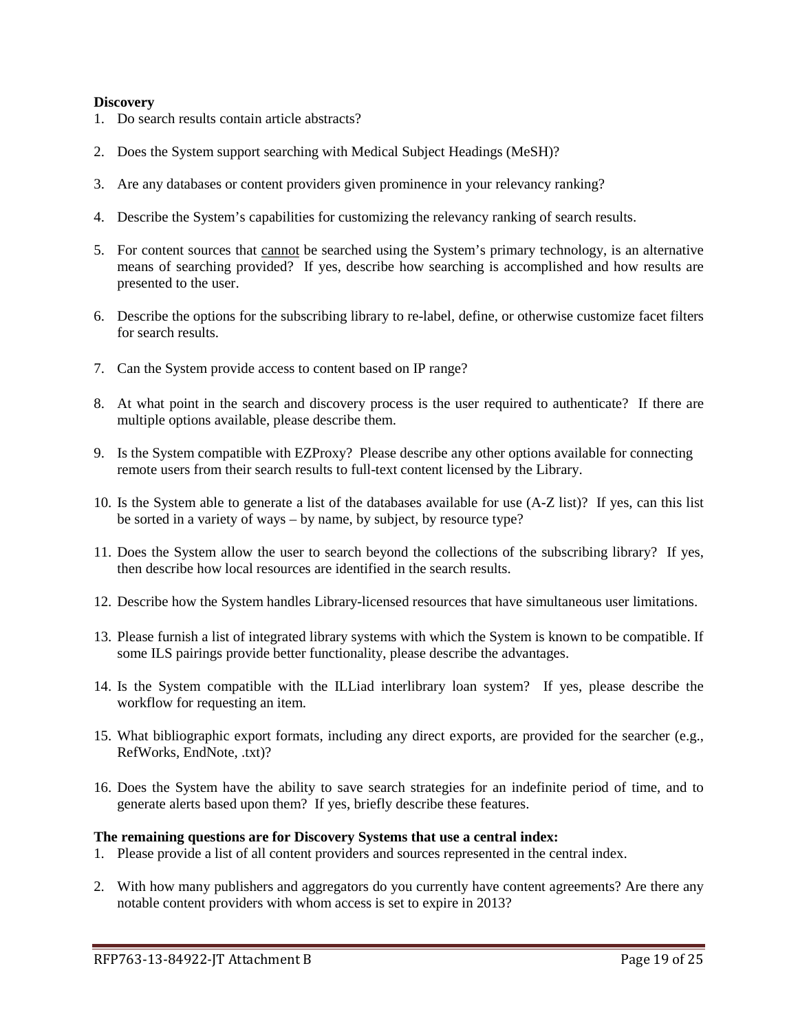**Discovery**

1. Do search results contain article abstracts?

2. Does the System support searching with Medical Subject Headings (MeSH)?

3. Are any databases or content providers given prominence in your relevancy ranking?

4. Describe the System's capabilities for customizing the relevancy ranking of search results.

5. For content sources that <u>cannot</u> be searched using the System's primary technology, is an alternative means of searching provided? If yes, describe how searching is accomplished and how results are presented to the user.

6. Describe the options for the subscribing library to re-label, define, or otherwise customize facet filters for search results.

7. Can the System provide access to content based on IP range?

8. At what point in the search and discovery process is the user required to authenticate? If there are multiple options available, please describe them.

9. Is the System compatible with EZProxy? Please describe any other options available for connecting remote users from their search results to full-text content licensed by the Library.

10. Is the System able to generate a list of the databases available for use (A-Z list)? If yes, can this list be sorted in a variety of ways – by name, by subject, by resource type?

11. Does the System allow the user to search beyond the collections of the subscribing library? If yes, then describe how local resources are identified in the search results.

12. Describe how the System handles Library-licensed resources that have simultaneous user limitations.

13. Please furnish a list of integrated library systems with which the System is known to be compatible. If some ILS pairings provide better functionality, please describe the advantages.

14. Is the System compatible with the ILLiad interlibrary loan system? If yes, please describe the workflow for requesting an item.

15. What bibliographic export formats, including any direct exports, are provided for the searcher (e.g., RefWorks, EndNote, .txt)?

16. Does the System have the ability to save search strategies for an indefinite period of time, and to generate alerts based upon them? If yes, briefly describe these features.

**The remaining questions are for Discovery Systems that use a central index:**

1. Please provide a list of all content providers and sources represented in the central index.

2. With how many publishers and aggregators do you currently have content agreements? Are there any notable content providers with whom access is set to expire in 2013?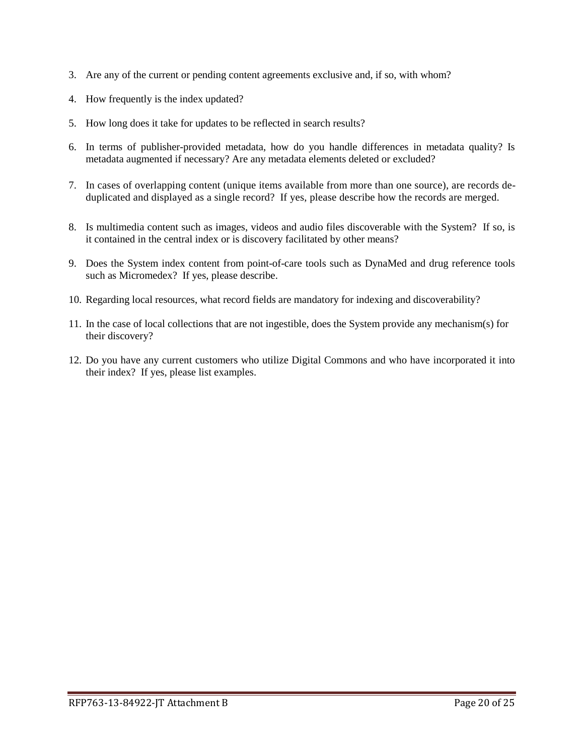3. Are any of the current or pending content agreements exclusive and, if so, with whom?

4. How frequently is the index updated?

5. How long does it take for updates to be reflected in search results?

6. In terms of publisher-provided metadata, how do you handle differences in metadata quality? Is metadata augmented if necessary? Are any metadata elements deleted or excluded?

7. In cases of overlapping content (unique items available from more than one source), are records de-duplicated and displayed as a single record? If yes, please describe how the records are merged.

8. Is multimedia content such as images, videos and audio files discoverable with the System? If so, is it contained in the central index or is discovery facilitated by other means?

9. Does the System index content from point-of-care tools such as DynaMed and drug reference tools such as Micromedex? If yes, please describe.

10. Regarding local resources, what record fields are mandatory for indexing and discoverability?

11. In the case of local collections that are not ingestible, does the System provide any mechanism(s) for their discovery?

12. Do you have any current customers who utilize Digital Commons and who have incorporated it into their index? If yes, please list examples.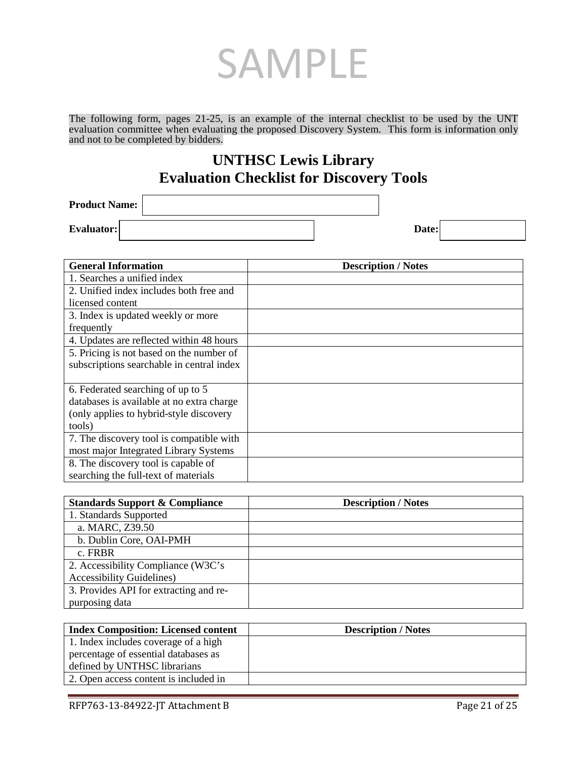SAMPLE

The following form, pages 21-25, is an example of the internal checklist to be used by the UNT evaluation committee when evaluating the proposed Discovery System. This form is information only and not to be completed by bidders.

# UNTHSC Lewis Library
# Evaluation Checklist for Discovery Tools

**Product Name:**

**Evaluator:** **Date:**

| General Information | Description / Notes |
|---|---|
| 1. Searches a unified index | |
| 2. Unified index includes both free and licensed content | |
| 3. Index is updated weekly or more frequently | |
| 4. Updates are reflected within 48 hours | |
| 5. Pricing is not based on the number of subscriptions searchable in central index | |
| 6. Federated searching of up to 5 databases is available at no extra charge (only applies to hybrid-style discovery tools) | |
| 7. The discovery tool is compatible with most major Integrated Library Systems | |
| 8. The discovery tool is capable of searching the full-text of materials | |

| Standards Support & Compliance | Description / Notes |
|---|---|
| 1. Standards Supported | |
| a. MARC, Z39.50 | |
| b. Dublin Core, OAI-PMH | |
| c. FRBR | |
| 2. Accessibility Compliance (W3C's Accessibility Guidelines) | |
| 3. Provides API for extracting and re-purposing data | |

| Index Composition: Licensed content | Description / Notes |
|---|---|
| 1. Index includes coverage of a high percentage of essential databases as defined by UNTHSC librarians | |
| 2. Open access content is included in | |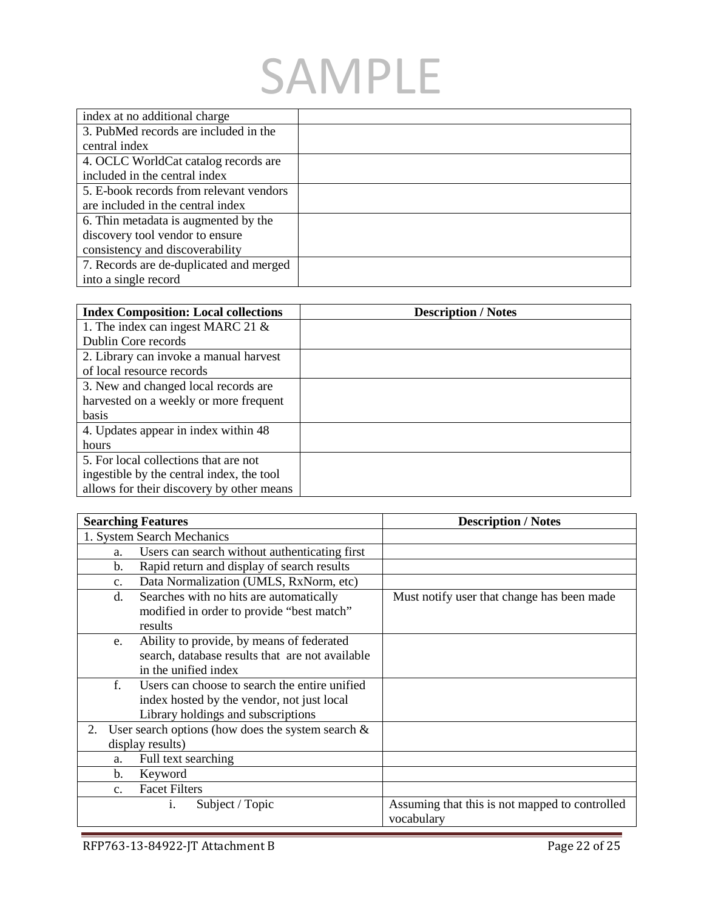SAMPLE

| | |
|---|---|
| index at no additional charge | |
| 3. PubMed records are included in the central index | |
| 4. OCLC WorldCat catalog records are included in the central index | |
| 5. E-book records from relevant vendors are included in the central index | |
| 6. Thin metadata is augmented by the discovery tool vendor to ensure consistency and discoverability | |
| 7. Records are de-duplicated and merged into a single record | |

| **Index Composition: Local collections** | **Description / Notes** |
|---|---|
| 1. The index can ingest MARC 21 & Dublin Core records | |
| 2. Library can invoke a manual harvest of local resource records | |
| 3. New and changed local records are harvested on a weekly or more frequent basis | |
| 4. Updates appear in index within 48 hours | |
| 5. For local collections that are not ingestible by the central index, the tool allows for their discovery by other means | |

| **Searching Features** | **Description / Notes** |
|---|---|
| 1. System Search Mechanics | |
| a. Users can search without authenticating first | |
| b. Rapid return and display of search results | |
| c. Data Normalization (UMLS, RxNorm, etc) | |
| d. Searches with no hits are automatically modified in order to provide "best match" results | Must notify user that change has been made |
| e. Ability to provide, by means of federated search, database results that are not available in the unified index | |
| f. Users can choose to search the entire unified index hosted by the vendor, not just local Library holdings and subscriptions | |
| 2. User search options (how does the system search & display results) | |
| a. Full text searching | |
| b. Keyword | |
| c. Facet Filters | |
| i. Subject / Topic | Assuming that this is not mapped to controlled vocabulary |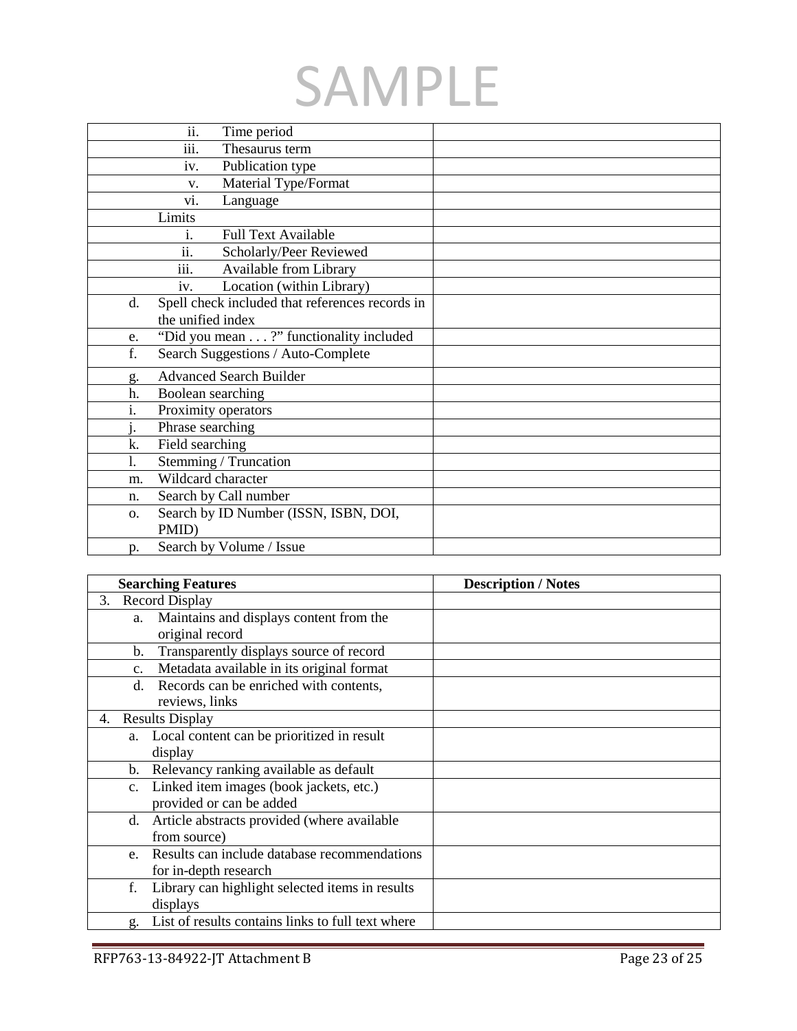SAMPLE

| | |
|---|---|
| ii. Time period | |
| iii. Thesaurus term | |
| iv. Publication type | |
| v. Material Type/Format | |
| vi. Language | |
| Limits | |
| i. Full Text Available | |
| ii. Scholarly/Peer Reviewed | |
| iii. Available from Library | |
| iv. Location (within Library) | |
| d. Spell check included that references records in the unified index | |
| e. "Did you mean . . . ?" functionality included | |
| f. Search Suggestions / Auto-Complete | |
| g. Advanced Search Builder | |
| h. Boolean searching | |
| i. Proximity operators | |
| j. Phrase searching | |
| k. Field searching | |
| l. Stemming / Truncation | |
| m. Wildcard character | |
| n. Search by Call number | |
| o. Search by ID Number (ISSN, ISBN, DOI, PMID) | |
| p. Search by Volume / Issue | |

| **Searching Features** | **Description / Notes** |
|---|---|
| 3. Record Display | |
| a. Maintains and displays content from the original record | |
| b. Transparently displays source of record | |
| c. Metadata available in its original format | |
| d. Records can be enriched with contents, reviews, links | |
| 4. Results Display | |
| a. Local content can be prioritized in result display | |
| b. Relevancy ranking available as default | |
| c. Linked item images (book jackets, etc.) provided or can be added | |
| d. Article abstracts provided (where available from source) | |
| e. Results can include database recommendations for in-depth research | |
| f. Library can highlight selected items in results displays | |
| g. List of results contains links to full text where | |

RFP763-13-84922-JT Attachment B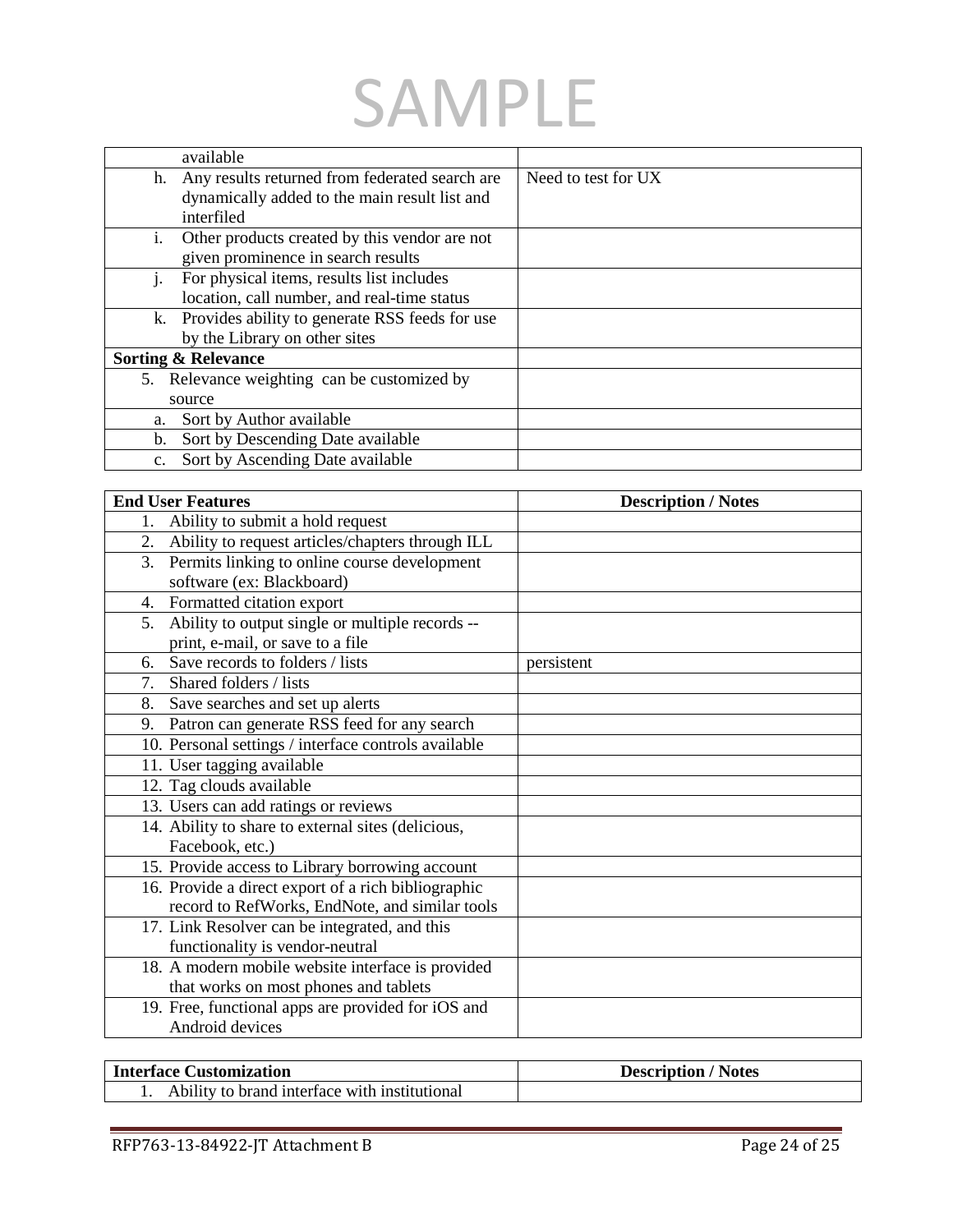SAMPLE

| | |
|---|---|
| available | |
| h. Any results returned from federated search are dynamically added to the main result list and interfiled | Need to test for UX |
| i. Other products created by this vendor are not given prominence in search results | |
| j. For physical items, results list includes location, call number, and real-time status | |
| k. Provides ability to generate RSS feeds for use by the Library on other sites | |
| **Sorting & Relevance** | |
| 5. Relevance weighting can be customized by source | |
| a. Sort by Author available | |
| b. Sort by Descending Date available | |
| c. Sort by Ascending Date available | |

| End User Features | Description / Notes |
|---|---|
| 1. Ability to submit a hold request | |
| 2. Ability to request articles/chapters through ILL | |
| 3. Permits linking to online course development software (ex: Blackboard) | |
| 4. Formatted citation export | |
| 5. Ability to output single or multiple records -- print, e-mail, or save to a file | |
| 6. Save records to folders / lists | persistent |
| 7. Shared folders / lists | |
| 8. Save searches and set up alerts | |
| 9. Patron can generate RSS feed for any search | |
| 10. Personal settings / interface controls available | |
| 11. User tagging available | |
| 12. Tag clouds available | |
| 13. Users can add ratings or reviews | |
| 14. Ability to share to external sites (delicious, Facebook, etc.) | |
| 15. Provide access to Library borrowing account | |
| 16. Provide a direct export of a rich bibliographic record to RefWorks, EndNote, and similar tools | |
| 17. Link Resolver can be integrated, and this functionality is vendor-neutral | |
| 18. A modern mobile website interface is provided that works on most phones and tablets | |
| 19. Free, functional apps are provided for iOS and Android devices | |

| Interface Customization | Description / Notes |
|---|---|
| 1. Ability to brand interface with institutional | |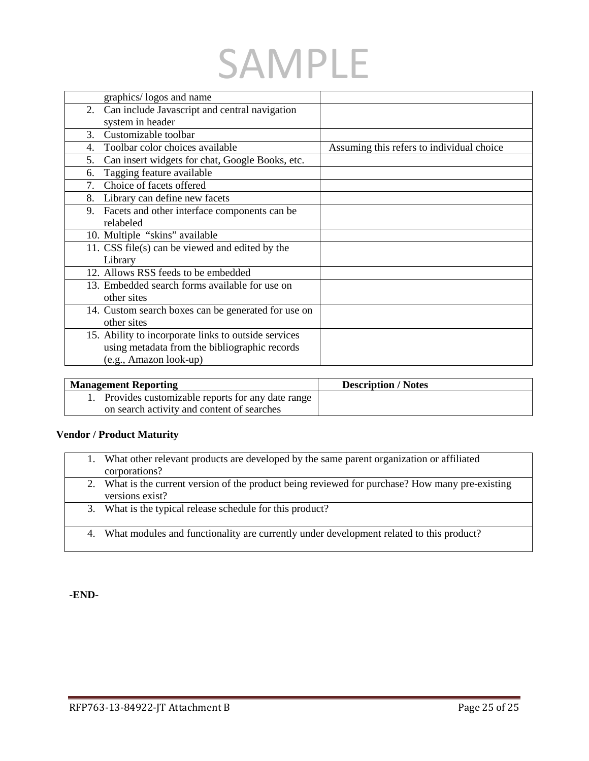SAMPLE

| | |
|---|---|
| graphics/ logos and name | |
| 2. Can include Javascript and central navigation system in header | |
| 3. Customizable toolbar | |
| 4. Toolbar color choices available | Assuming this refers to individual choice |
| 5. Can insert widgets for chat, Google Books, etc. | |
| 6. Tagging feature available | |
| 7. Choice of facets offered | |
| 8. Library can define new facets | |
| 9. Facets and other interface components can be relabeled | |
| 10. Multiple "skins" available | |
| 11. CSS file(s) can be viewed and edited by the Library | |
| 12. Allows RSS feeds to be embedded | |
| 13. Embedded search forms available for use on other sites | |
| 14. Custom search boxes can be generated for use on other sites | |
| 15. Ability to incorporate links to outside services using metadata from the bibliographic records (e.g., Amazon look-up) | |

| **Management Reporting** | **Description / Notes** |
|---|---|
| 1. Provides customizable reports for any date range on search activity and content of searches | |

**Vendor / Product Maturity**

| |
|---|
| 1. What other relevant products are developed by the same parent organization or affiliated corporations? |
| 2. What is the current version of the product being reviewed for purchase? How many pre-existing versions exist? |
| 3. What is the typical release schedule for this product? |
| 4. What modules and functionality are currently under development related to this product? |

**-END-**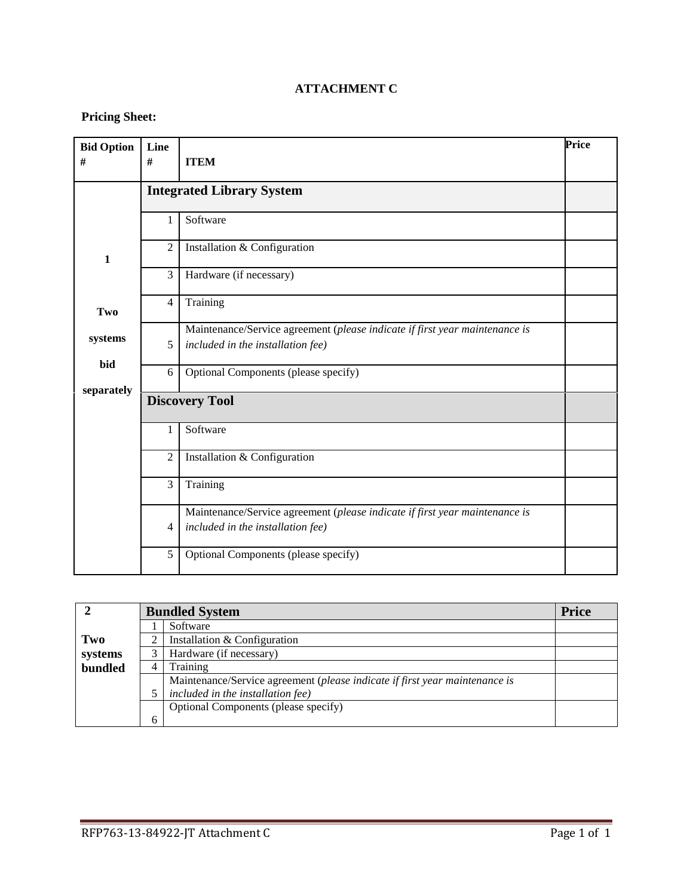**ATTACHMENT C**

**Pricing Sheet:**

| **Bid Option #** | **Line #** | **ITEM** | **Price** |
|---|---|---|---|
| **1** <br> **Two systems bid separately** | | **Integrated Library System** | |
| | 1 | Software | |
| | 2 | Installation & Configuration | |
| | 3 | Hardware (if necessary) | |
| | 4 | Training | |
| | 5 | Maintenance/Service agreement (*please indicate if first year maintenance is included in the installation fee)* | |
| | 6 | Optional Components (please specify) | |
| | | **Discovery Tool** | |
| | 1 | Software | |
| | 2 | Installation & Configuration | |
| | 3 | Training | |
| | 4 | Maintenance/Service agreement (*please indicate if first year maintenance is included in the installation fee)* | |
| | 5 | Optional Components (please specify) | |

| **2** | **Bundled System** | | **Price** |
|---|---|---|---|
| **Two systems bundled** | 1 | Software | |
| | 2 | Installation & Configuration | |
| | 3 | Hardware (if necessary) | |
| | 4 | Training | |
| | 5 | Maintenance/Service agreement (*please indicate if first year maintenance is included in the installation fee)* | |
| | 6 | Optional Components (please specify) | |

RFP763-13-84922-JT Attachment C